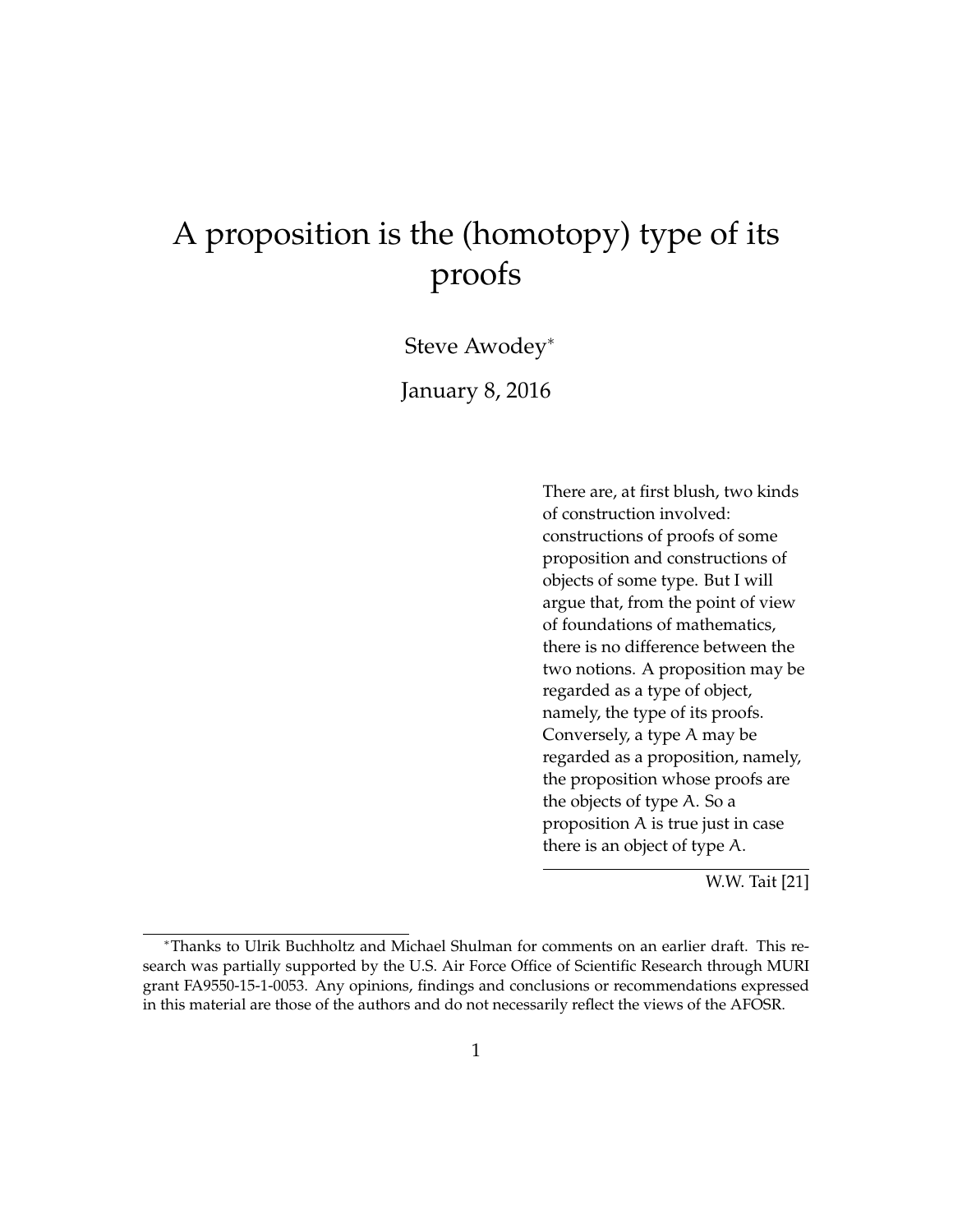# A proposition is the (homotopy) type of its proofs

Steve Awodey*

January 8, 2016

> There are, at first blush, two kinds of construction involved: constructions of proofs of some proposition and constructions of objects of some type. But I will argue that, from the point of view of foundations of mathematics, there is no difference between the two notions. A proposition may be regarded as a type of object, namely, the type of its proofs. Conversely, a type $A$ may be regarded as a proposition, namely, the proposition whose proofs are the objects of type $A$. So a proposition $A$ is true just in case there is an object of type $A$.
>
> W.W. Tait [21]

*Thanks to Ulrik Buchholtz and Michael Shulman for comments on an earlier draft. This research was partially supported by the U.S. Air Force Office of Scientific Research through MURI grant FA9550-15-1-0053. Any opinions, findings and conclusions or recommendations expressed in this material are those of the authors and do not necessarily reflect the views of the AFOSR.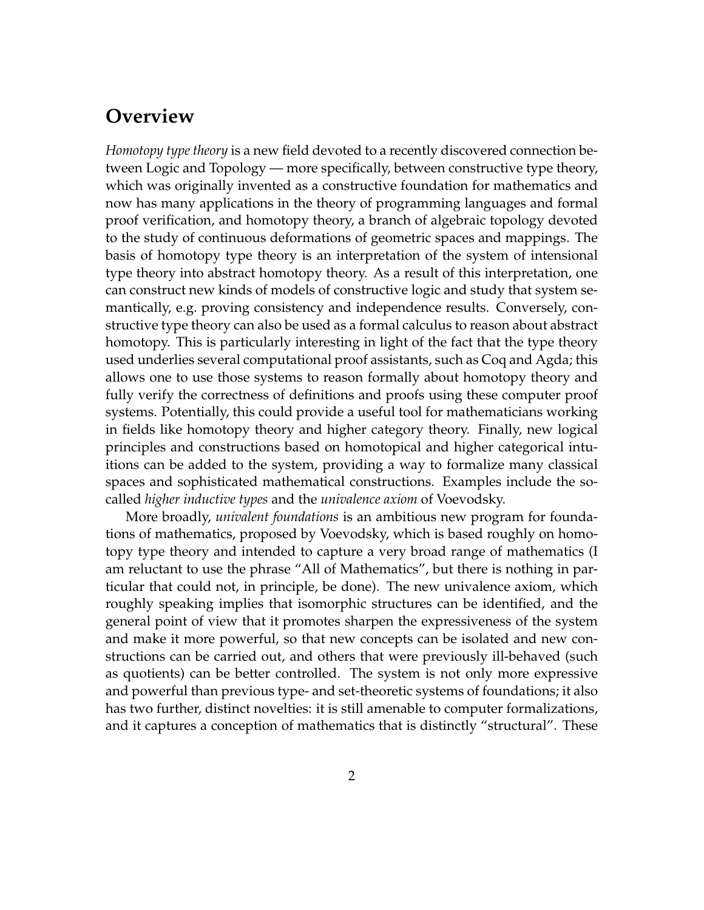## Overview

*Homotopy type theory* is a new field devoted to a recently discovered connection between Logic and Topology — more specifically, between constructive type theory, which was originally invented as a constructive foundation for mathematics and now has many applications in the theory of programming languages and formal proof verification, and homotopy theory, a branch of algebraic topology devoted to the study of continuous deformations of geometric spaces and mappings. The basis of homotopy type theory is an interpretation of the system of intensional type theory into abstract homotopy theory. As a result of this interpretation, one can construct new kinds of models of constructive logic and study that system semantically, e.g. proving consistency and independence results. Conversely, constructive type theory can also be used as a formal calculus to reason about abstract homotopy. This is particularly interesting in light of the fact that the type theory used underlies several computational proof assistants, such as Coq and Agda; this allows one to use those systems to reason formally about homotopy theory and fully verify the correctness of definitions and proofs using these computer proof systems. Potentially, this could provide a useful tool for mathematicians working in fields like homotopy theory and higher category theory. Finally, new logical principles and constructions based on homotopical and higher categorical intuitions can be added to the system, providing a way to formalize many classical spaces and sophisticated mathematical constructions. Examples include the so-called *higher inductive types* and the *univalence axiom* of Voevodsky.

More broadly, *univalent foundations* is an ambitious new program for foundations of mathematics, proposed by Voevodsky, which is based roughly on homotopy type theory and intended to capture a very broad range of mathematics (I am reluctant to use the phrase "All of Mathematics", but there is nothing in particular that could not, in principle, be done). The new univalence axiom, which roughly speaking implies that isomorphic structures can be identified, and the general point of view that it promotes sharpen the expressiveness of the system and make it more powerful, so that new concepts can be isolated and new constructions can be carried out, and others that were previously ill-behaved (such as quotients) can be better controlled. The system is not only more expressive and powerful than previous type- and set-theoretic systems of foundations; it also has two further, distinct novelties: it is still amenable to computer formalizations, and it captures a conception of mathematics that is distinctly "structural". These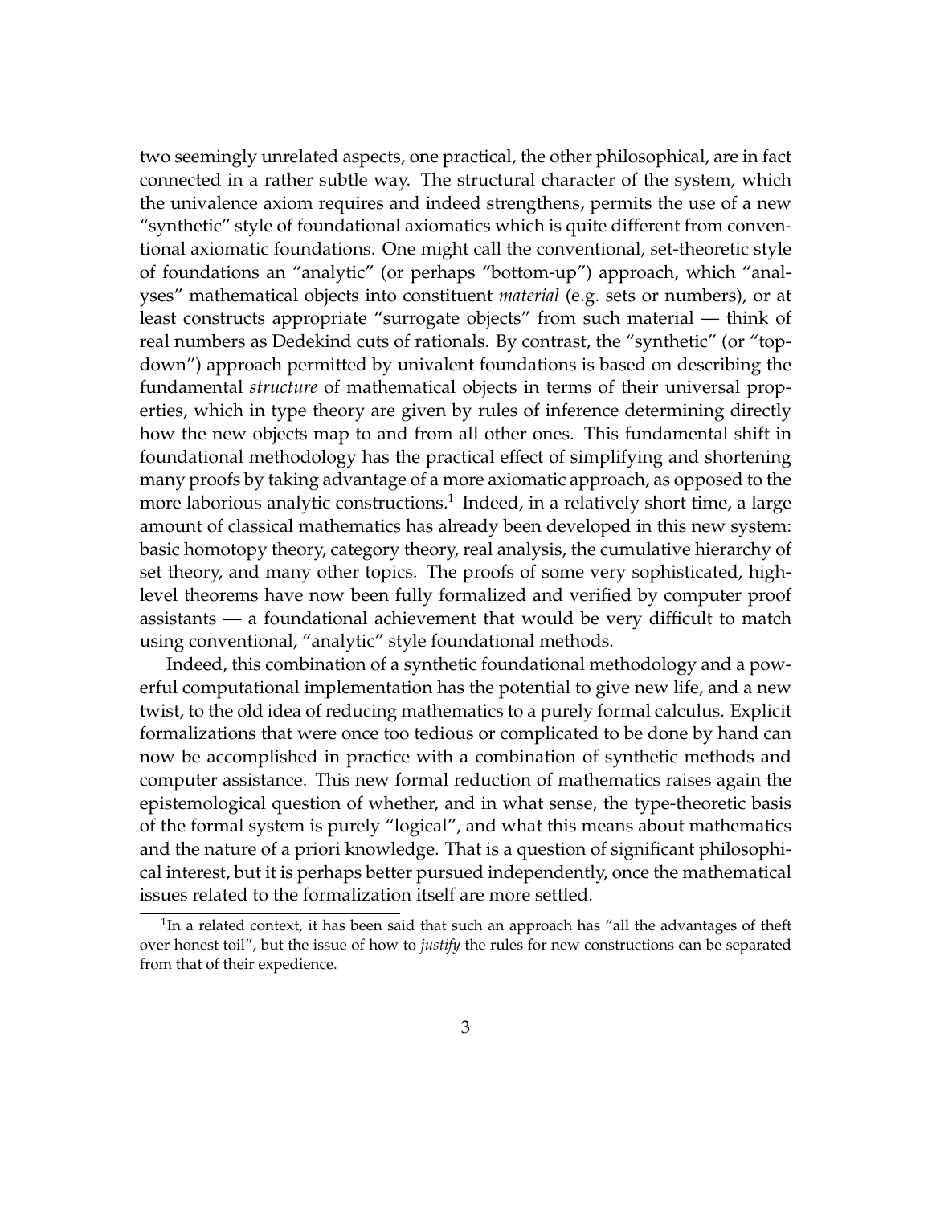two seemingly unrelated aspects, one practical, the other philosophical, are in fact connected in a rather subtle way. The structural character of the system, which the univalence axiom requires and indeed strengthens, permits the use of a new "synthetic" style of foundational axiomatics which is quite different from conventional axiomatic foundations. One might call the conventional, set-theoretic style of foundations an "analytic" (or perhaps "bottom-up") approach, which "analyses" mathematical objects into constituent *material* (e.g. sets or numbers), or at least constructs appropriate "surrogate objects" from such material — think of real numbers as Dedekind cuts of rationals. By contrast, the "synthetic" (or "top-down") approach permitted by univalent foundations is based on describing the fundamental *structure* of mathematical objects in terms of their universal properties, which in type theory are given by rules of inference determining directly how the new objects map to and from all other ones. This fundamental shift in foundational methodology has the practical effect of simplifying and shortening many proofs by taking advantage of a more axiomatic approach, as opposed to the more laborious analytic constructions.[1] Indeed, in a relatively short time, a large amount of classical mathematics has already been developed in this new system: basic homotopy theory, category theory, real analysis, the cumulative hierarchy of set theory, and many other topics. The proofs of some very sophisticated, high-level theorems have now been fully formalized and verified by computer proof assistants — a foundational achievement that would be very difficult to match using conventional, "analytic" style foundational methods.

Indeed, this combination of a synthetic foundational methodology and a powerful computational implementation has the potential to give new life, and a new twist, to the old idea of reducing mathematics to a purely formal calculus. Explicit formalizations that were once too tedious or complicated to be done by hand can now be accomplished in practice with a combination of synthetic methods and computer assistance. This new formal reduction of mathematics raises again the epistemological question of whether, and in what sense, the type-theoretic basis of the formal system is purely "logical", and what this means about mathematics and the nature of a priori knowledge. That is a question of significant philosophical interest, but it is perhaps better pursued independently, once the mathematical issues related to the formalization itself are more settled.

[1] In a related context, it has been said that such an approach has "all the advantages of theft over honest toil", but the issue of how to *justify* the rules for new constructions can be separated from that of their expedience.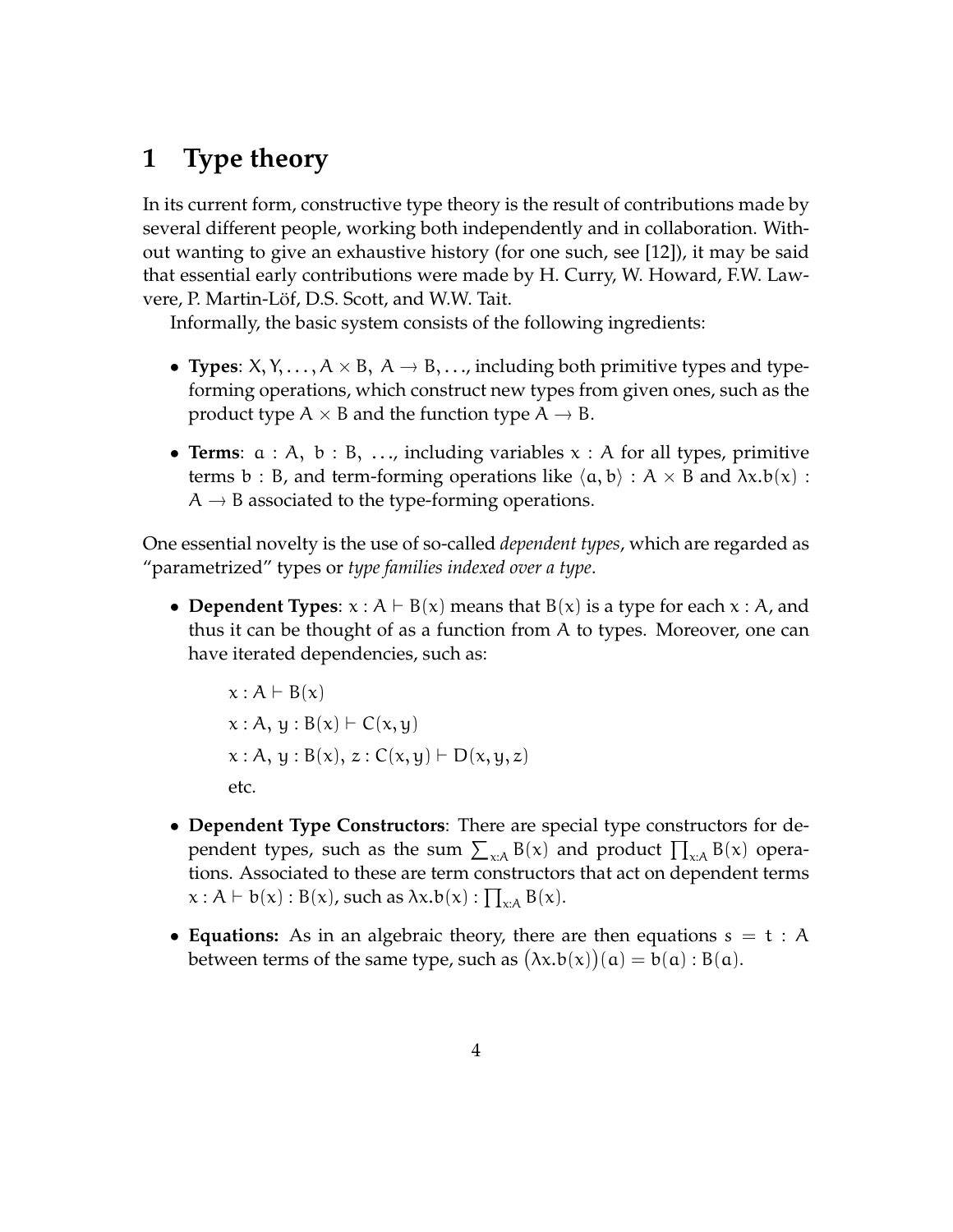# 1 Type theory

In its current form, constructive type theory is the result of contributions made by several different people, working both independently and in collaboration. Without wanting to give an exhaustive history (for one such, see [12]), it may be said that essential early contributions were made by H. Curry, W. Howard, F.W. Lawvere, P. Martin-Löf, D.S. Scott, and W.W. Tait.

Informally, the basic system consists of the following ingredients:

- **Types**: $X, Y, \ldots, A \times B,\ A \to B, \ldots$, including both primitive types and type-forming operations, which construct new types from given ones, such as the product type $A \times B$ and the function type $A \to B$.
- **Terms**: $a : A,\ b : B,\ \ldots$, including variables $x : A$ for all types, primitive terms $b : B$, and term-forming operations like $\langle a, b \rangle : A \times B$ and $\lambda x.b(x) : A \to B$ associated to the type-forming operations.

One essential novelty is the use of so-called *dependent types*, which are regarded as "parametrized" types or *type families indexed over a type*.

- **Dependent Types**: $x : A \vdash B(x)$ means that $B(x)$ is a type for each $x : A$, and thus it can be thought of as a function from $A$ to types. Moreover, one can have iterated dependencies, such as:

  $$x : A \vdash B(x)$$
  $$x : A,\ y : B(x) \vdash C(x, y)$$
  $$x : A,\ y : B(x),\ z : C(x, y) \vdash D(x, y, z)$$

  etc.

- **Dependent Type Constructors**: There are special type constructors for dependent types, such as the sum $\sum_{x:A} B(x)$ and product $\prod_{x:A} B(x)$ operations. Associated to these are term constructors that act on dependent terms $x : A \vdash b(x) : B(x)$, such as $\lambda x.b(x) : \prod_{x:A} B(x)$.
- **Equations:** As in an algebraic theory, there are then equations $s = t : A$ between terms of the same type, such as $\big(\lambda x.b(x)\big)(a) = b(a) : B(a)$.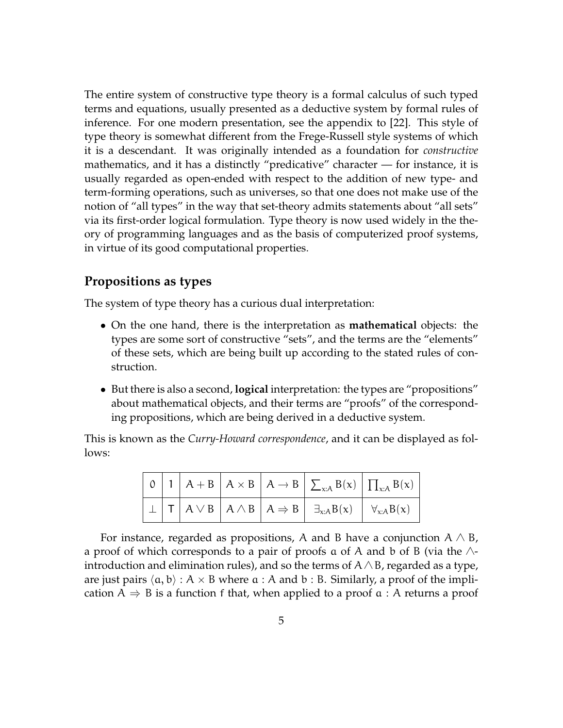The entire system of constructive type theory is a formal calculus of such typed terms and equations, usually presented as a deductive system by formal rules of inference. For one modern presentation, see the appendix to [22]. This style of type theory is somewhat different from the Frege-Russell style systems of which it is a descendant. It was originally intended as a foundation for *constructive* mathematics, and it has a distinctly "predicative" character — for instance, it is usually regarded as open-ended with respect to the addition of new type- and term-forming operations, such as universes, so that one does not make use of the notion of "all types" in the way that set-theory admits statements about "all sets" via its first-order logical formulation. Type theory is now used widely in the theory of programming languages and as the basis of computerized proof systems, in virtue of its good computational properties.

## Propositions as types

The system of type theory has a curious dual interpretation:

- On the one hand, there is the interpretation as **mathematical** objects: the types are some sort of constructive "sets", and the terms are the "elements" of these sets, which are being built up according to the stated rules of construction.
- But there is also a second, **logical** interpretation: the types are "propositions" about mathematical objects, and their terms are "proofs" of the corresponding propositions, which are being derived in a deductive system.

This is known as the *Curry-Howard correspondence*, and it can be displayed as follows:

| $0$ | $1$ | $A + B$ | $A \times B$ | $A \to B$ | $\sum_{x:A} B(x)$ | $\prod_{x:A} B(x)$ |
|---|---|---|---|---|---|---|
| $\bot$ | $\top$ | $A \vee B$ | $A \wedge B$ | $A \Rightarrow B$ | $\exists_{x:A} B(x)$ | $\forall_{x:A} B(x)$ |

For instance, regarded as propositions, $A$ and $B$ have a conjunction $A \wedge B$, a proof of which corresponds to a pair of proofs $a$ of $A$ and $b$ of $B$ (via the $\wedge$-introduction and elimination rules), and so the terms of $A \wedge B$, regarded as a type, are just pairs $\langle a, b \rangle : A \times B$ where $a : A$ and $b : B$. Similarly, a proof of the implication $A \Rightarrow B$ is a function $f$ that, when applied to a proof $a : A$ returns a proof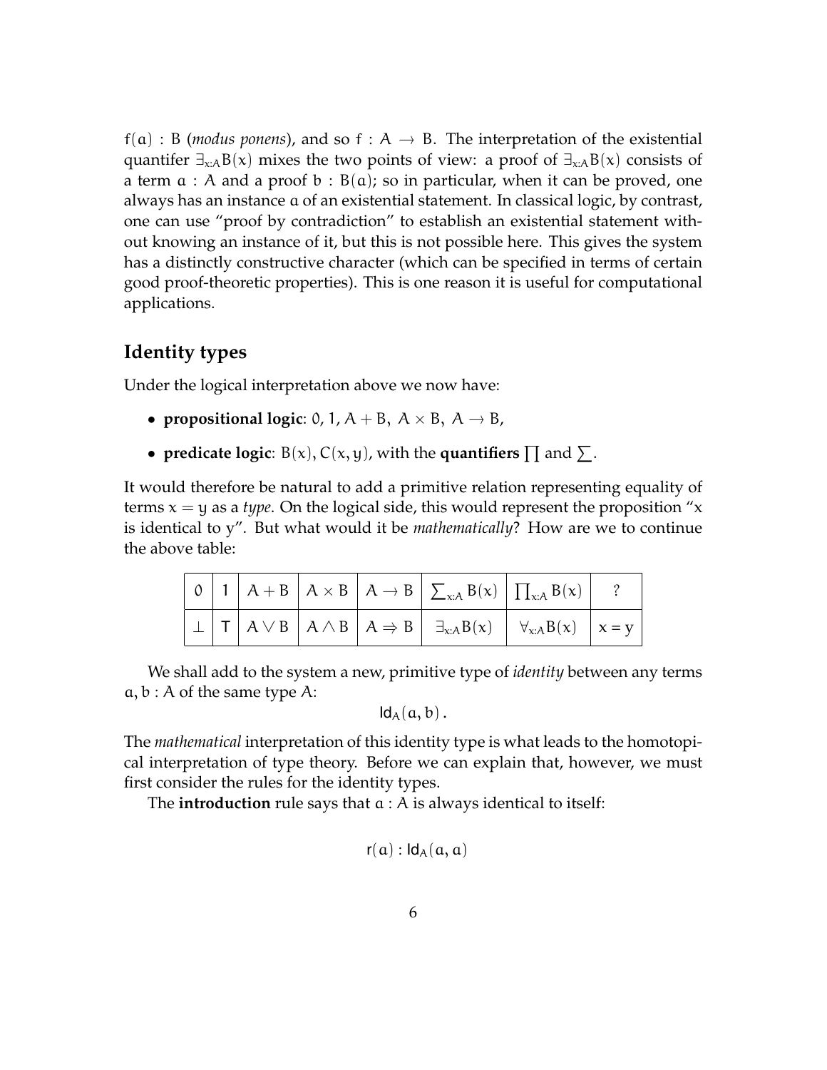$f(a) : B$ (*modus ponens*), and so $f : A \to B$. The interpretation of the existential quantifer $\exists_{x:A}B(x)$ mixes the two points of view: a proof of $\exists_{x:A}B(x)$ consists of a term $a : A$ and a proof $b : B(a)$; so in particular, when it can be proved, one always has an instance $a$ of an existential statement. In classical logic, by contrast, one can use "proof by contradiction" to establish an existential statement without knowing an instance of it, but this is not possible here. This gives the system has a distinctly constructive character (which can be specified in terms of certain good proof-theoretic properties). This is one reason it is useful for computational applications.

## Identity types

Under the logical interpretation above we now have:

- **propositional logic**: $0, 1, A + B,\ A \times B,\ A \to B$,
- **predicate logic**: $B(x), C(x, y)$, with the **quantifiers** $\prod$ and $\sum$.

It would therefore be natural to add a primitive relation representing equality of terms $x = y$ as a *type*. On the logical side, this would represent the proposition "x is identical to y". But what would it be *mathematically*? How are we to continue the above table:

| $0$ | $1$ | $A + B$ | $A \times B$ | $A \to B$ | $\sum_{x:A} B(x)$ | $\prod_{x:A} B(x)$ | ? |
|---|---|---|---|---|---|---|---|
| $\perp$ | $\top$ | $A \vee B$ | $A \wedge B$ | $A \Rightarrow B$ | $\exists_{x:A}B(x)$ | $\forall_{x:A}B(x)$ | $x = y$ |

We shall add to the system a new, primitive type of *identity* between any terms $a, b : A$ of the same type $A$:

$$\mathsf{Id}_A(a, b)\,.$$

The *mathematical* interpretation of this identity type is what leads to the homotopical interpretation of type theory. Before we can explain that, however, we must first consider the rules for the identity types.

The **introduction** rule says that $a : A$ is always identical to itself:

$$\mathsf{r}(a) : \mathsf{Id}_A(a, a)$$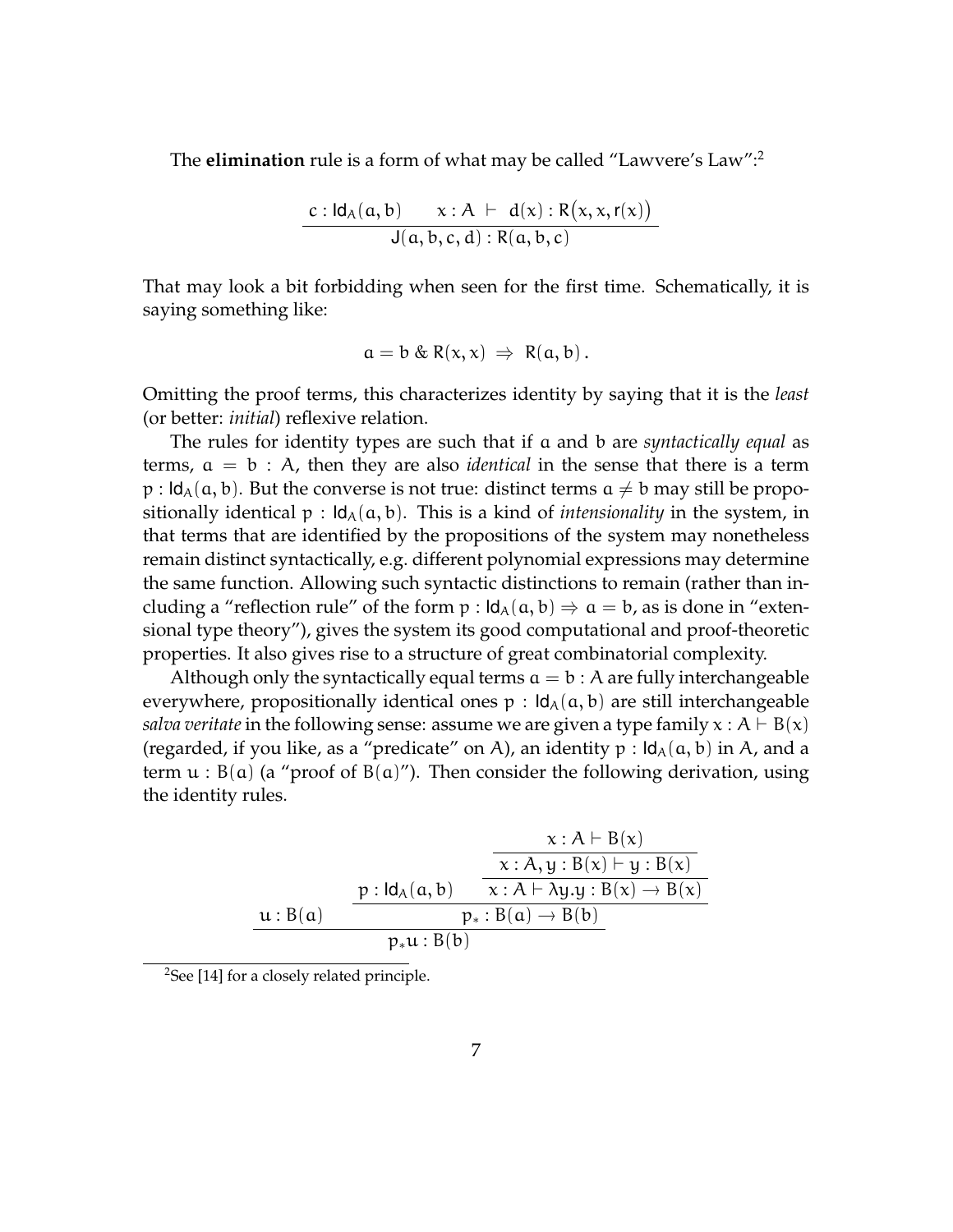The **elimination** rule is a form of what may be called "Lawvere's Law":[2]

$$\frac{c : \mathsf{Id}_A(a,b) \qquad x : A \ \vdash \ d(x) : R\big(x, x, \mathsf{r}(x)\big)}{\mathsf{J}(a,b,c,d) : R(a,b,c)}$$

That may look a bit forbidding when seen for the first time. Schematically, it is saying something like:

$$a = b \;\&\; R(x,x) \;\Rightarrow\; R(a,b)\,.$$

Omitting the proof terms, this characterizes identity by saying that it is the *least* (or better: *initial*) reflexive relation.

The rules for identity types are such that if $a$ and $b$ are *syntactically equal* as terms, $a = b : A$, then they are also *identical* in the sense that there is a term $p : \mathsf{Id}_A(a,b)$. But the converse is not true: distinct terms $a \neq b$ may still be propositionally identical $p : \mathsf{Id}_A(a,b)$. This is a kind of *intensionality* in the system, in that terms that are identified by the propositions of the system may nonetheless remain distinct syntactically, e.g. different polynomial expressions may determine the same function. Allowing such syntactic distinctions to remain (rather than including a "reflection rule" of the form $p : \mathsf{Id}_A(a,b) \Rightarrow a = b$, as is done in "extensional type theory"), gives the system its good computational and proof-theoretic properties. It also gives rise to a structure of great combinatorial complexity.

Although only the syntactically equal terms $a = b : A$ are fully interchangeable everywhere, propositionally identical ones $p : \mathsf{Id}_A(a,b)$ are still interchangeable *salva veritate* in the following sense: assume we are given a type family $x : A \vdash B(x)$ (regarded, if you like, as a "predicate" on $A$), an identity $p : \mathsf{Id}_A(a,b)$ in $A$, and a term $u : B(a)$ (a "proof of $B(a)$"). Then consider the following derivation, using the identity rules.

$$\dfrac{u : B(a) \qquad \dfrac{p : \mathsf{Id}_A(a,b) \qquad \dfrac{\dfrac{x : A \vdash B(x)}{x : A, y : B(x) \vdash y : B(x)}}{x : A \vdash \lambda y.y : B(x) \to B(x)}}{p_* : B(a) \to B(b)}}{p_* u : B(b)}$$

[2] See [14] for a closely related principle.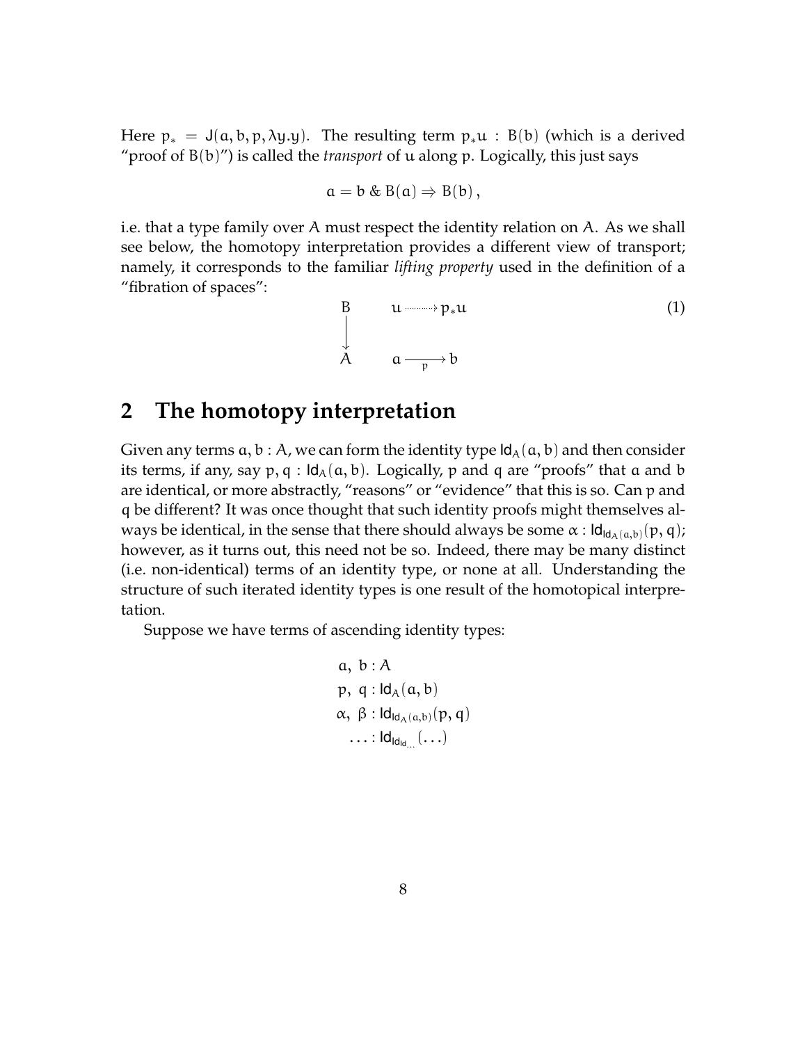Here $p_* = J(a, b, p, \lambda y.y)$. The resulting term $p_*u : B(b)$ (which is a derived "proof of $B(b)$") is called the *transport* of $u$ along $p$. Logically, this just says

$$a = b \;\&\; B(a) \Rightarrow B(b)\,,$$

i.e. that a type family over $A$ must respect the identity relation on $A$. As we shall see below, the homotopy interpretation provides a different view of transport; namely, it corresponds to the familiar *lifting property* used in the definition of a "fibration of spaces":

$$\begin{array}{ccc} B & & u \cdots\cdots\rightarrow p_*u \\ \big\downarrow & & \\ A & & a \xrightarrow[p]{} b \end{array} \tag{1}$$

## 2 The homotopy interpretation

Given any terms $a, b : A$, we can form the identity type $\mathsf{Id}_A(a, b)$ and then consider its terms, if any, say $p, q : \mathsf{Id}_A(a, b)$. Logically, $p$ and $q$ are "proofs" that $a$ and $b$ are identical, or more abstractly, "reasons" or "evidence" that this is so. Can $p$ and $q$ be different? It was once thought that such identity proofs might themselves always be identical, in the sense that there should always be some $\alpha : \mathsf{Id}_{\mathsf{Id}_A(a,b)}(p, q)$; however, as it turns out, this need not be so. Indeed, there may be many distinct (i.e. non-identical) terms of an identity type, or none at all. Understanding the structure of such iterated identity types is one result of the homotopical interpretation.

Suppose we have terms of ascending identity types:

$$\begin{aligned} &a,\ b : A \\ &p,\ q : \mathsf{Id}_A(a, b) \\ &\alpha,\ \beta : \mathsf{Id}_{\mathsf{Id}_A(a,b)}(p, q) \\ &\quad \ldots : \mathsf{Id}_{\mathsf{Id}_{\mathsf{Id}_{\ldots}}}(\ldots) \end{aligned}$$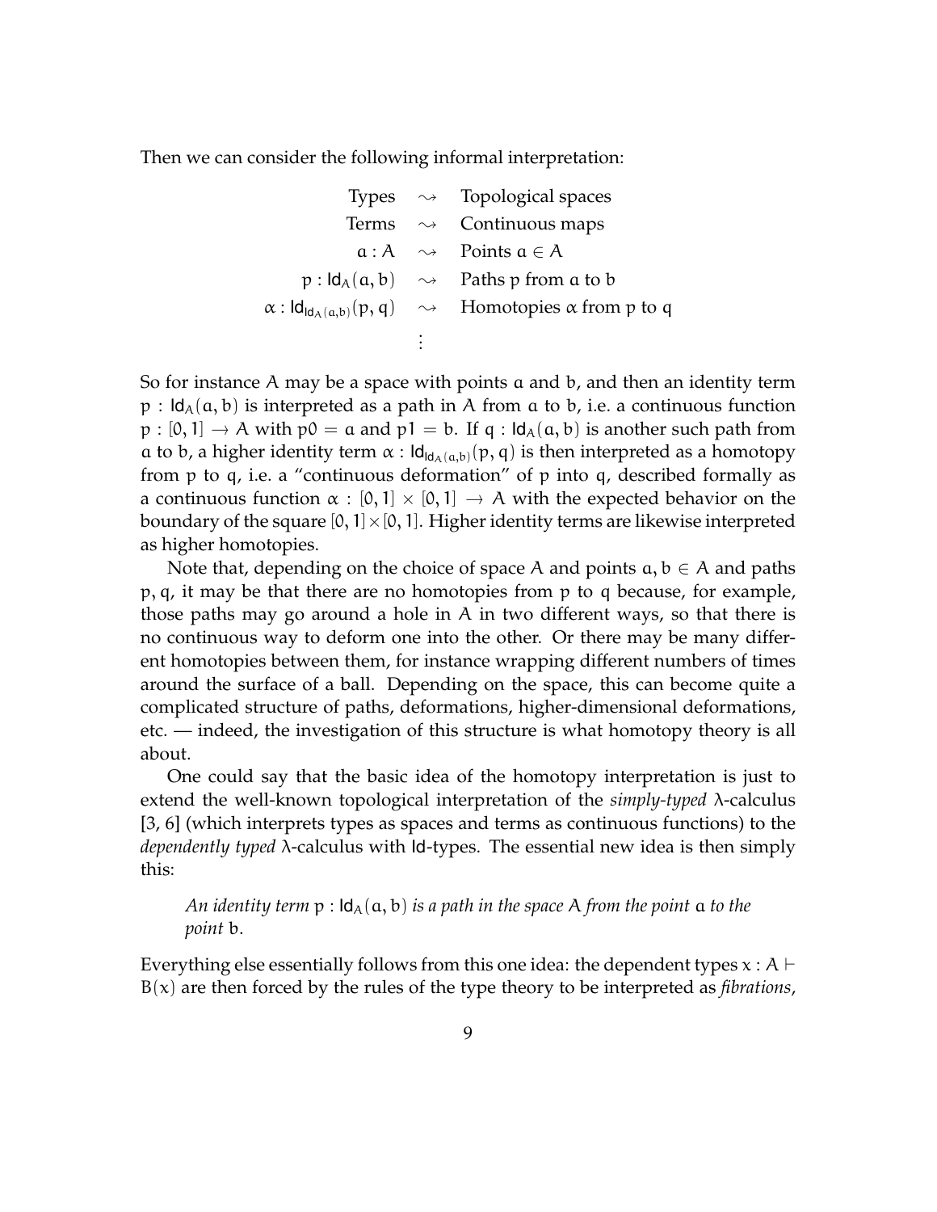Then we can consider the following informal interpretation:

$$
\begin{array}{rcl}
\text{Types} & \rightsquigarrow & \text{Topological spaces} \\
\text{Terms} & \rightsquigarrow & \text{Continuous maps} \\
a : A & \rightsquigarrow & \text{Points } a \in A \\
p : \mathsf{Id}_A(a, b) & \rightsquigarrow & \text{Paths } p \text{ from } a \text{ to } b \\
\alpha : \mathsf{Id}_{\mathsf{Id}_A(a,b)}(p, q) & \rightsquigarrow & \text{Homotopies } \alpha \text{ from } p \text{ to } q \\
& \vdots &
\end{array}
$$

So for instance $A$ may be a space with points $a$ and $b$, and then an identity term $p : \mathsf{Id}_A(a, b)$ is interpreted as a path in $A$ from $a$ to $b$, i.e. a continuous function $p : [0, 1] \to A$ with $p0 = a$ and $p1 = b$. If $q : \mathsf{Id}_A(a, b)$ is another such path from $a$ to $b$, a higher identity term $\alpha : \mathsf{Id}_{\mathsf{Id}_A(a,b)}(p, q)$ is then interpreted as a homotopy from $p$ to $q$, i.e. a "continuous deformation" of $p$ into $q$, described formally as a continuous function $\alpha : [0, 1] \times [0, 1] \to A$ with the expected behavior on the boundary of the square $[0, 1] \times [0, 1]$. Higher identity terms are likewise interpreted as higher homotopies.

Note that, depending on the choice of space $A$ and points $a, b \in A$ and paths $p, q$, it may be that there are no homotopies from $p$ to $q$ because, for example, those paths may go around a hole in $A$ in two different ways, so that there is no continuous way to deform one into the other. Or there may be many different homotopies between them, for instance wrapping different numbers of times around the surface of a ball. Depending on the space, this can become quite a complicated structure of paths, deformations, higher-dimensional deformations, etc. — indeed, the investigation of this structure is what homotopy theory is all about.

One could say that the basic idea of the homotopy interpretation is just to extend the well-known topological interpretation of the *simply-typed* $\lambda$-calculus [3, 6] (which interprets types as spaces and terms as continuous functions) to the *dependently typed* $\lambda$-calculus with $\mathsf{Id}$-types. The essential new idea is then simply this:

> *An identity term* $p : \mathsf{Id}_A(a, b)$ *is a path in the space* $A$ *from the point* $a$ *to the point* $b$.

Everything else essentially follows from this one idea: the dependent types $x : A \vdash B(x)$ are then forced by the rules of the type theory to be interpreted as *fibrations*,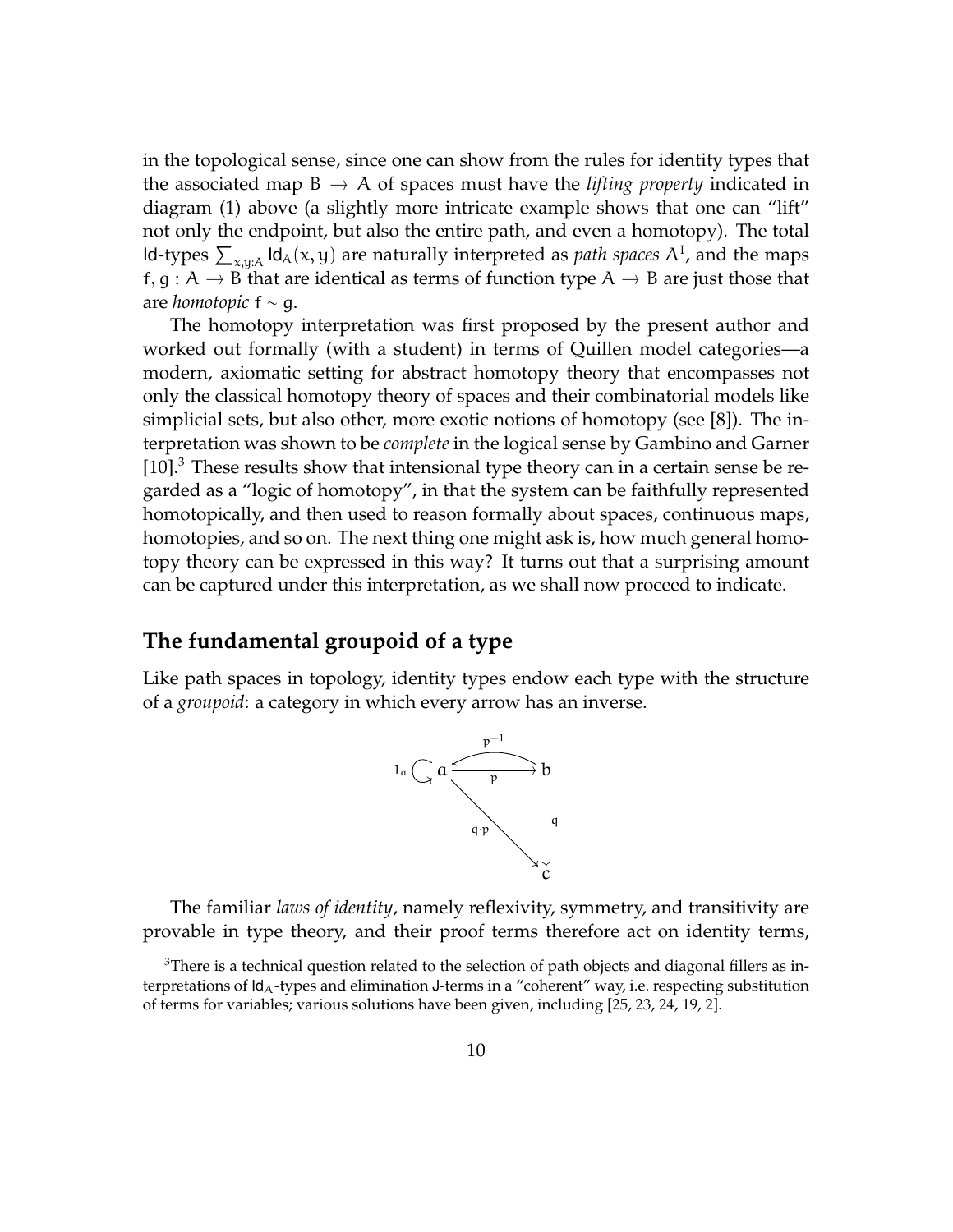in the topological sense, since one can show from the rules for identity types that the associated map $B \to A$ of spaces must have the *lifting property* indicated in diagram (1) above (a slightly more intricate example shows that one can "lift" not only the endpoint, but also the entire path, and even a homotopy). The total Id-types $\sum_{x,y:A} \mathsf{Id}_A(x,y)$ are naturally interpreted as *path spaces* $A^I$, and the maps $f, g : A \to B$ that are identical as terms of function type $A \to B$ are just those that are *homotopic* $f \sim g$.

The homotopy interpretation was first proposed by the present author and worked out formally (with a student) in terms of Quillen model categories—a modern, axiomatic setting for abstract homotopy theory that encompasses not only the classical homotopy theory of spaces and their combinatorial models like simplicial sets, but also other, more exotic notions of homotopy (see [8]). The interpretation was shown to be *complete* in the logical sense by Gambino and Garner [10].[3] These results show that intensional type theory can in a certain sense be regarded as a "logic of homotopy", in that the system can be faithfully represented homotopically, and then used to reason formally about spaces, continuous maps, homotopies, and so on. The next thing one might ask is, how much general homotopy theory can be expressed in this way? It turns out that a surprising amount can be captured under this interpretation, as we shall now proceed to indicate.

## The fundamental groupoid of a type

Like path spaces in topology, identity types endow each type with the structure of a *groupoid*: a category in which every arrow has an inverse.

$$
\begin{array}{ccc}
1_a \circlearrowleft a & \underset{p}{\overset{p^{-1}}{\rightleftarrows}} & b \\
 & \searrow^{q \cdot p} & \downarrow q \\
 & & c
\end{array}
$$

The familiar *laws of identity*, namely reflexivity, symmetry, and transitivity are provable in type theory, and their proof terms therefore act on identity terms,

[3] There is a technical question related to the selection of path objects and diagonal fillers as interpretations of $\mathsf{Id}_A$-types and elimination J-terms in a "coherent" way, i.e. respecting substitution of terms for variables; various solutions have been given, including [25, 23, 24, 19, 2].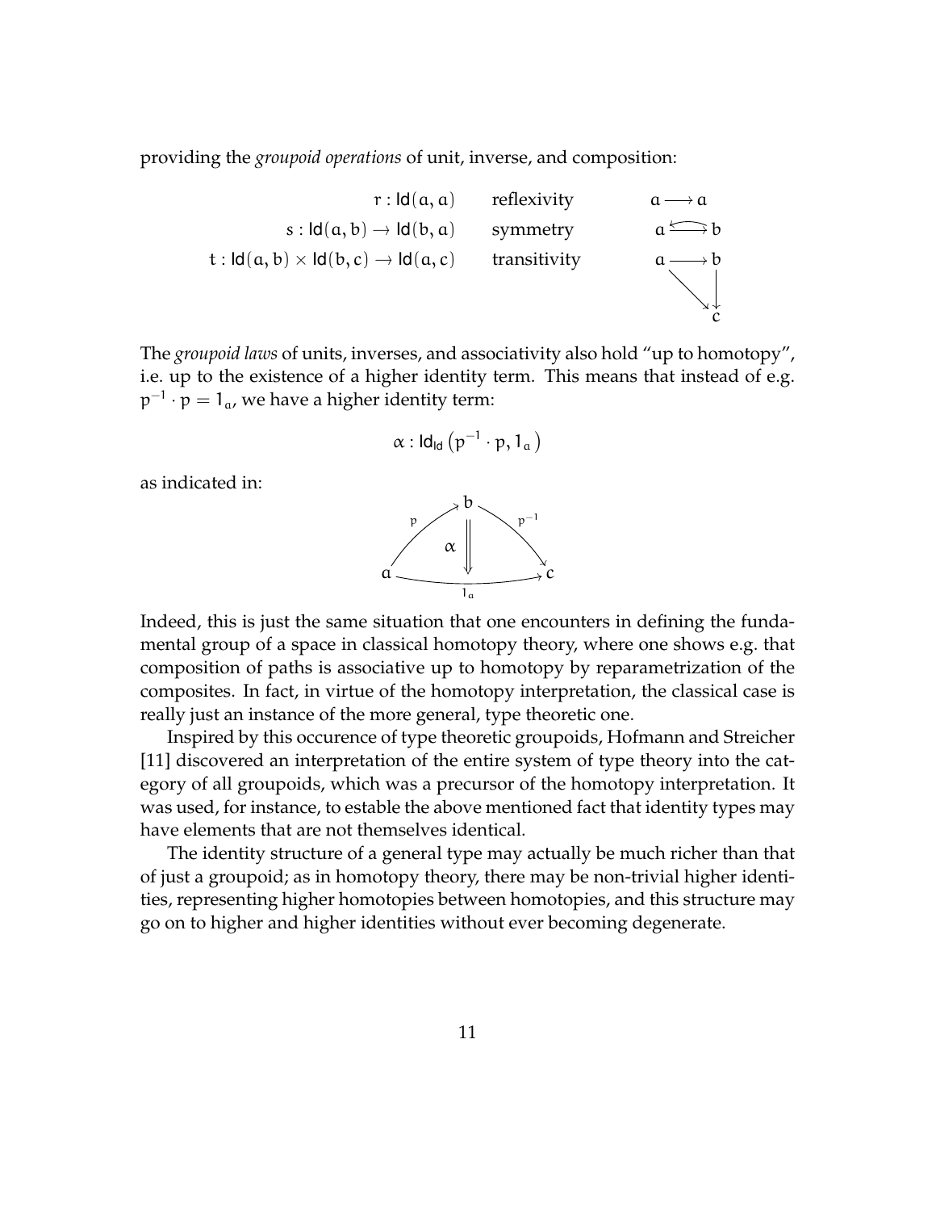providing the *groupoid operations* of unit, inverse, and composition:

$$
\begin{array}{rll}
r : \mathsf{Id}(a, a) & \text{reflexivity} & a \longrightarrow a \\
s : \mathsf{Id}(a, b) \to \mathsf{Id}(b, a) & \text{symmetry} & a \rightleftarrows b \\
t : \mathsf{Id}(a, b) \times \mathsf{Id}(b, c) \to \mathsf{Id}(a, c) & \text{transitivity} & a \longrightarrow b \longrightarrow c,\ a \longrightarrow c
\end{array}
$$

The *groupoid laws* of units, inverses, and associativity also hold "up to homotopy", i.e. up to the existence of a higher identity term. This means that instead of e.g. $p^{-1} \cdot p = 1_a$, we have a higher identity term:

$$\alpha : \mathsf{Id}_{\mathsf{Id}}\left(p^{-1} \cdot p, 1_a\right)$$

as indicated in:

$$
\begin{array}{c}
a \xrightarrow{p} b \xrightarrow{p^{-1}} c \\
a \xrightarrow{1_a} c \\
\alpha \Downarrow
\end{array}
$$

Indeed, this is just the same situation that one encounters in defining the fundamental group of a space in classical homotopy theory, where one shows e.g. that composition of paths is associative up to homotopy by reparametrization of the composites. In fact, in virtue of the homotopy interpretation, the classical case is really just an instance of the more general, type theoretic one.

Inspired by this occurence of type theoretic groupoids, Hofmann and Streicher [11] discovered an interpretation of the entire system of type theory into the category of all groupoids, which was a precursor of the homotopy interpretation. It was used, for instance, to estable the above mentioned fact that identity types may have elements that are not themselves identical.

The identity structure of a general type may actually be much richer than that of just a groupoid; as in homotopy theory, there may be non-trivial higher identities, representing higher homotopies between homotopies, and this structure may go on to higher and higher identities without ever becoming degenerate.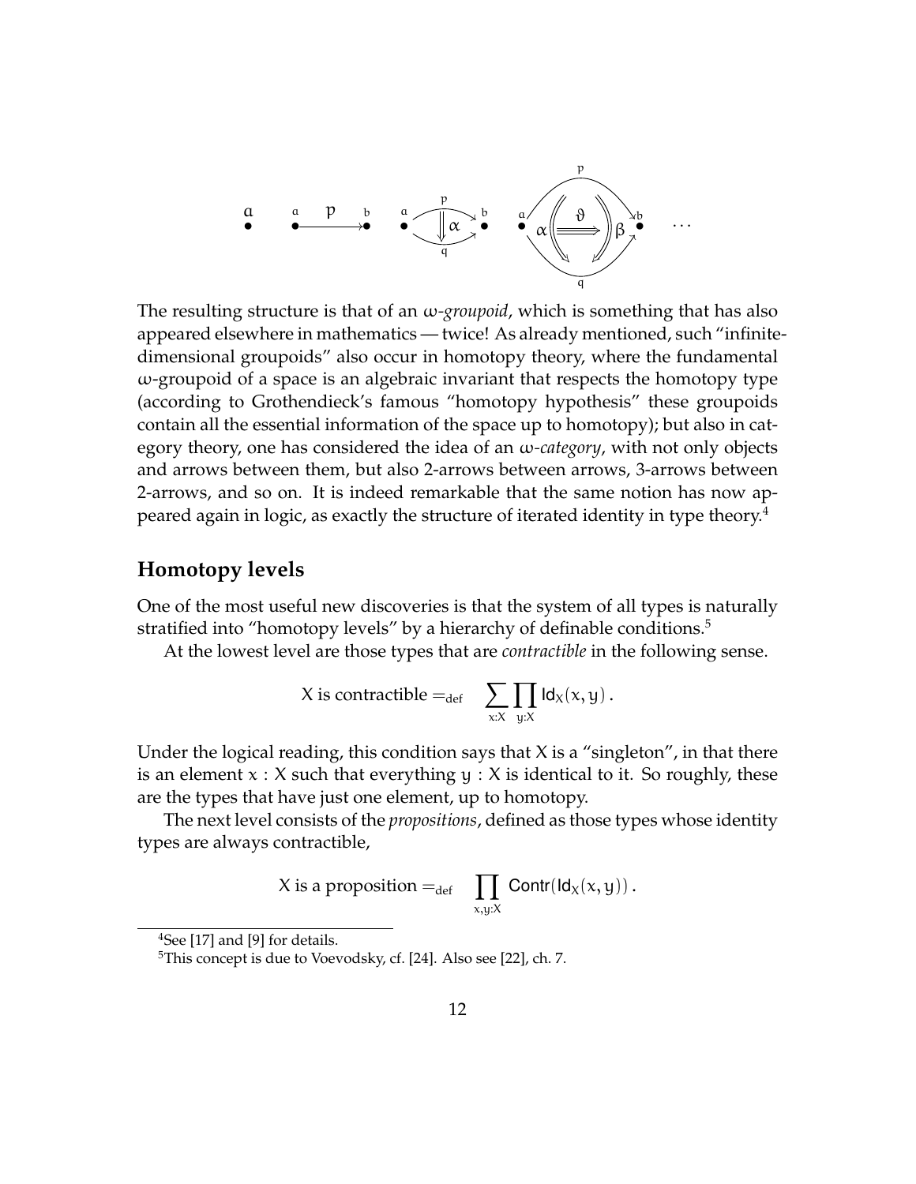The resulting structure is that of an *ω-groupoid*, which is something that has also appeared elsewhere in mathematics — twice! As already mentioned, such "infinite-dimensional groupoids" also occur in homotopy theory, where the fundamental ω-groupoid of a space is an algebraic invariant that respects the homotopy type (according to Grothendieck's famous "homotopy hypothesis" these groupoids contain all the essential information of the space up to homotopy); but also in category theory, one has considered the idea of an *ω-category*, with not only objects and arrows between them, but also 2-arrows between arrows, 3-arrows between 2-arrows, and so on. It is indeed remarkable that the same notion has now appeared again in logic, as exactly the structure of iterated identity in type theory.[4]

## Homotopy levels

One of the most useful new discoveries is that the system of all types is naturally stratified into "homotopy levels" by a hierarchy of definable conditions.[5]

At the lowest level are those types that are *contractible* in the following sense.

$$\text{X is contractible} =_{\text{def}} \quad \sum_{x:X} \prod_{y:X} \mathsf{Id}_X(x, y)\,.$$

Under the logical reading, this condition says that $X$ is a "singleton", in that there is an element $x : X$ such that everything $y : X$ is identical to it. So roughly, these are the types that have just one element, up to homotopy.

The next level consists of the *propositions*, defined as those types whose identity types are always contractible,

$$\text{X is a proposition} =_{\text{def}} \quad \prod_{x,y:X} \mathsf{Contr}(\mathsf{Id}_X(x, y))\,.$$

[4] See [17] and [9] for details.

[5] This concept is due to Voevodsky, cf. [24]. Also see [22], ch. 7.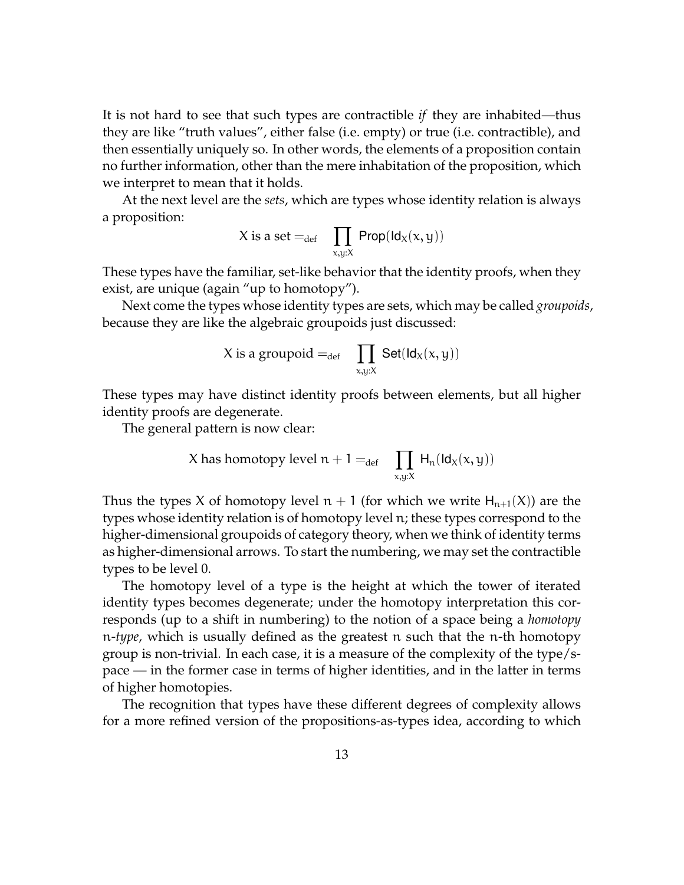It is not hard to see that such types are contractible *if* they are inhabited—thus they are like "truth values", either false (i.e. empty) or true (i.e. contractible), and then essentially uniquely so. In other words, the elements of a proposition contain no further information, other than the mere inhabitation of the proposition, which we interpret to mean that it holds.

At the next level are the *sets*, which are types whose identity relation is always a proposition:

$$X \text{ is a set} =_{\text{def}} \prod_{x,y:X} \mathsf{Prop}(\mathsf{Id}_X(x,y))$$

These types have the familiar, set-like behavior that the identity proofs, when they exist, are unique (again "up to homotopy").

Next come the types whose identity types are sets, which may be called *groupoids*, because they are like the algebraic groupoids just discussed:

$$X \text{ is a groupoid} =_{\text{def}} \prod_{x,y:X} \mathsf{Set}(\mathsf{Id}_X(x,y))$$

These types may have distinct identity proofs between elements, but all higher identity proofs are degenerate.

The general pattern is now clear:

$$X \text{ has homotopy level } n+1 =_{\text{def}} \prod_{x,y:X} \mathsf{H}_n(\mathsf{Id}_X(x,y))$$

Thus the types $X$ of homotopy level $n+1$ (for which we write $\mathsf{H}_{n+1}(X)$) are the types whose identity relation is of homotopy level $n$; these types correspond to the higher-dimensional groupoids of category theory, when we think of identity terms as higher-dimensional arrows. To start the numbering, we may set the contractible types to be level 0.

The homotopy level of a type is the height at which the tower of iterated identity types becomes degenerate; under the homotopy interpretation this corresponds (up to a shift in numbering) to the notion of a space being a *homotopy $n$-type*, which is usually defined as the greatest $n$ such that the $n$-th homotopy group is non-trivial. In each case, it is a measure of the complexity of the type/space — in the former case in terms of higher identities, and in the latter in terms of higher homotopies.

The recognition that types have these different degrees of complexity allows for a more refined version of the propositions-as-types idea, according to which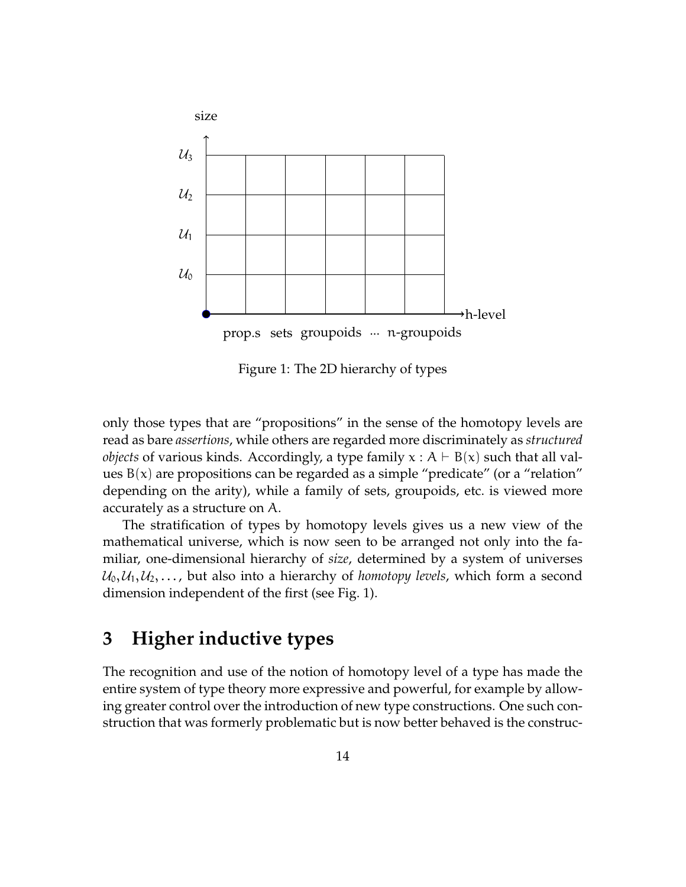Figure 1: The 2D hierarchy of types

only those types that are "propositions" in the sense of the homotopy levels are read as bare *assertions*, while others are regarded more discriminately as *structured objects* of various kinds. Accordingly, a type family $x : A \vdash B(x)$ such that all values $B(x)$ are propositions can be regarded as a simple "predicate" (or a "relation" depending on the arity), while a family of sets, groupoids, etc. is viewed more accurately as a structure on $A$.

The stratification of types by homotopy levels gives us a new view of the mathematical universe, which is now seen to be arranged not only into the familiar, one-dimensional hierarchy of *size*, determined by a system of universes $\mathcal{U}_0, \mathcal{U}_1, \mathcal{U}_2, \ldots$, but also into a hierarchy of *homotopy levels*, which form a second dimension independent of the first (see Fig. 1).

## 3 Higher inductive types

The recognition and use of the notion of homotopy level of a type has made the entire system of type theory more expressive and powerful, for example by allowing greater control over the introduction of new type constructions. One such construction that was formerly problematic but is now better behaved is the construc-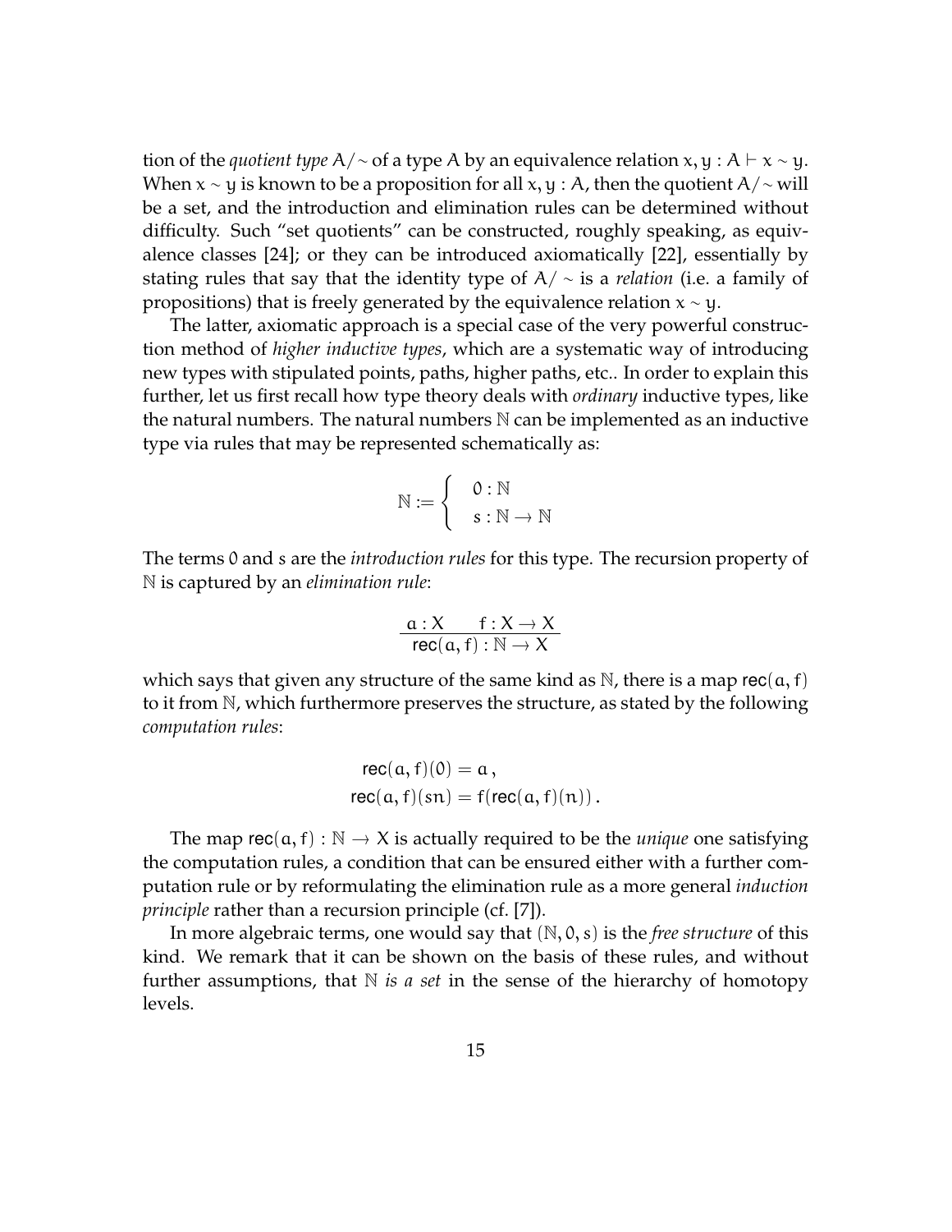tion of the *quotient type* $A/\!\sim$ of a type $A$ by an equivalence relation $x, y : A \vdash x \sim y$. When $x \sim y$ is known to be a proposition for all $x, y : A$, then the quotient $A/\!\sim$ will be a set, and the introduction and elimination rules can be determined without difficulty. Such "set quotients" can be constructed, roughly speaking, as equivalence classes [24]; or they can be introduced axiomatically [22], essentially by stating rules that say that the identity type of $A/\sim$ is a *relation* (i.e. a family of propositions) that is freely generated by the equivalence relation $x \sim y$.

The latter, axiomatic approach is a special case of the very powerful construction method of *higher inductive types*, which are a systematic way of introducing new types with stipulated points, paths, higher paths, etc.. In order to explain this further, let us first recall how type theory deals with *ordinary* inductive types, like the natural numbers. The natural numbers $\mathbb{N}$ can be implemented as an inductive type via rules that may be represented schematically as:

$$\mathbb{N} := \begin{cases} 0 : \mathbb{N} \\ s : \mathbb{N} \to \mathbb{N} \end{cases}$$

The terms $0$ and $s$ are the *introduction rules* for this type. The recursion property of $\mathbb{N}$ is captured by an *elimination rule*:

$$\frac{a : X \qquad f : X \to X}{\mathsf{rec}(a, f) : \mathbb{N} \to X}$$

which says that given any structure of the same kind as $\mathbb{N}$, there is a map $\mathsf{rec}(a, f)$ to it from $\mathbb{N}$, which furthermore preserves the structure, as stated by the following *computation rules*:

$$\begin{aligned} \mathsf{rec}(a, f)(0) &= a\,, \\ \mathsf{rec}(a, f)(sn) &= f(\mathsf{rec}(a, f)(n))\,. \end{aligned}$$

The map $\mathsf{rec}(a, f) : \mathbb{N} \to X$ is actually required to be the *unique* one satisfying the computation rules, a condition that can be ensured either with a further computation rule or by reformulating the elimination rule as a more general *induction principle* rather than a recursion principle (cf. [7]).

In more algebraic terms, one would say that $(\mathbb{N}, 0, s)$ is the *free structure* of this kind. We remark that it can be shown on the basis of these rules, and without further assumptions, that $\mathbb{N}$ *is a set* in the sense of the hierarchy of homotopy levels.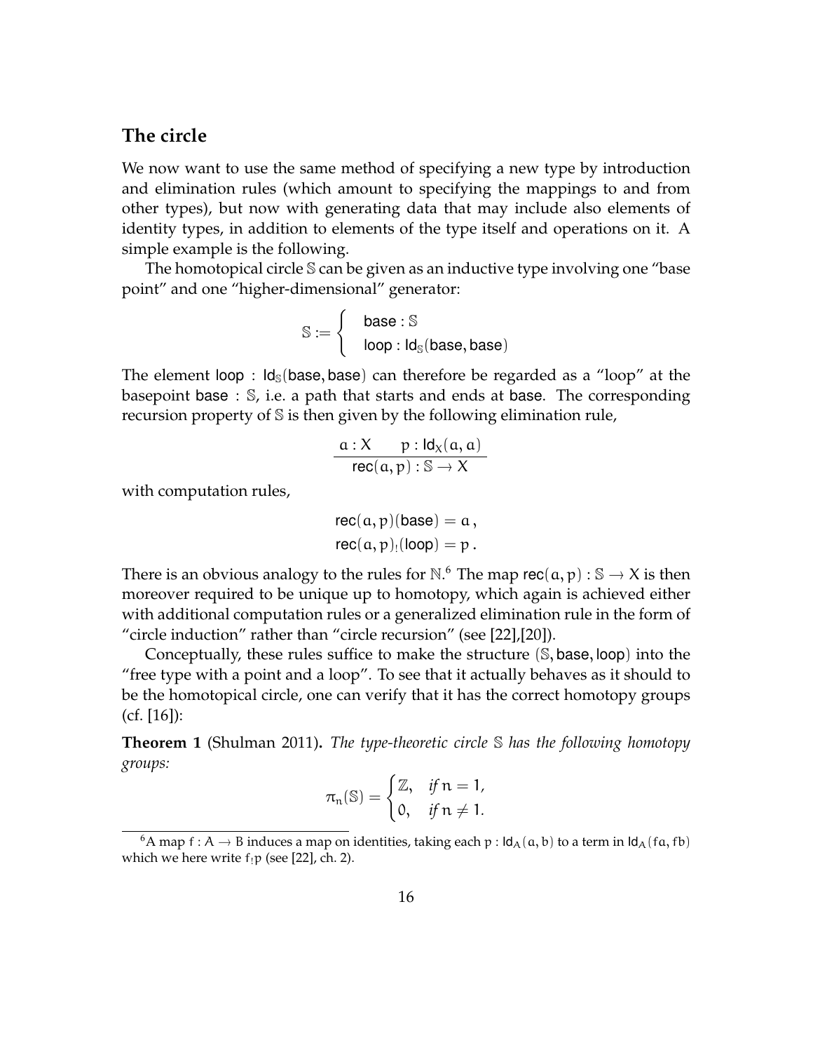## The circle

We now want to use the same method of specifying a new type by introduction and elimination rules (which amount to specifying the mappings to and from other types), but now with generating data that may include also elements of identity types, in addition to elements of the type itself and operations on it. A simple example is the following.

The homotopical circle $\mathbb{S}$ can be given as an inductive type involving one "base point" and one "higher-dimensional" generator:

$$\mathbb{S} := \begin{cases} \mathsf{base} : \mathbb{S} \\ \mathsf{loop} : \mathsf{Id}_{\mathbb{S}}(\mathsf{base}, \mathsf{base}) \end{cases}$$

The element $\mathsf{loop} : \mathsf{Id}_{\mathbb{S}}(\mathsf{base}, \mathsf{base})$ can therefore be regarded as a "loop" at the basepoint $\mathsf{base} : \mathbb{S}$, i.e. a path that starts and ends at $\mathsf{base}$. The corresponding recursion property of $\mathbb{S}$ is then given by the following elimination rule,

$$\frac{a : X \qquad p : \mathsf{Id}_X(a, a)}{\mathsf{rec}(a, p) : \mathbb{S} \to X}$$

with computation rules,

$$\mathsf{rec}(a, p)(\mathsf{base}) = a\,,$$
$$\mathsf{rec}(a, p)_!(\mathsf{loop}) = p\,.$$

There is an obvious analogy to the rules for $\mathbb{N}$.[6] The map $\mathsf{rec}(a, p) : \mathbb{S} \to X$ is then moreover required to be unique up to homotopy, which again is achieved either with additional computation rules or a generalized elimination rule in the form of "circle induction" rather than "circle recursion" (see [22],[20]).

Conceptually, these rules suffice to make the structure $(\mathbb{S}, \mathsf{base}, \mathsf{loop})$ into the "free type with a point and a loop". To see that it actually behaves as it should to be the homotopical circle, one can verify that it has the correct homotopy groups (cf. [16]):

**Theorem 1** (Shulman 2011)**.** *The type-theoretic circle $\mathbb{S}$ has the following homotopy groups:*

$$\pi_n(\mathbb{S}) = \begin{cases} \mathbb{Z}, & \text{if } n = 1, \\ 0, & \text{if } n \neq 1. \end{cases}$$

---

[6] A map $f : A \to B$ induces a map on identities, taking each $p : \mathsf{Id}_A(a, b)$ to a term in $\mathsf{Id}_A(fa, fb)$ which we here write $f_! p$ (see [22], ch. 2).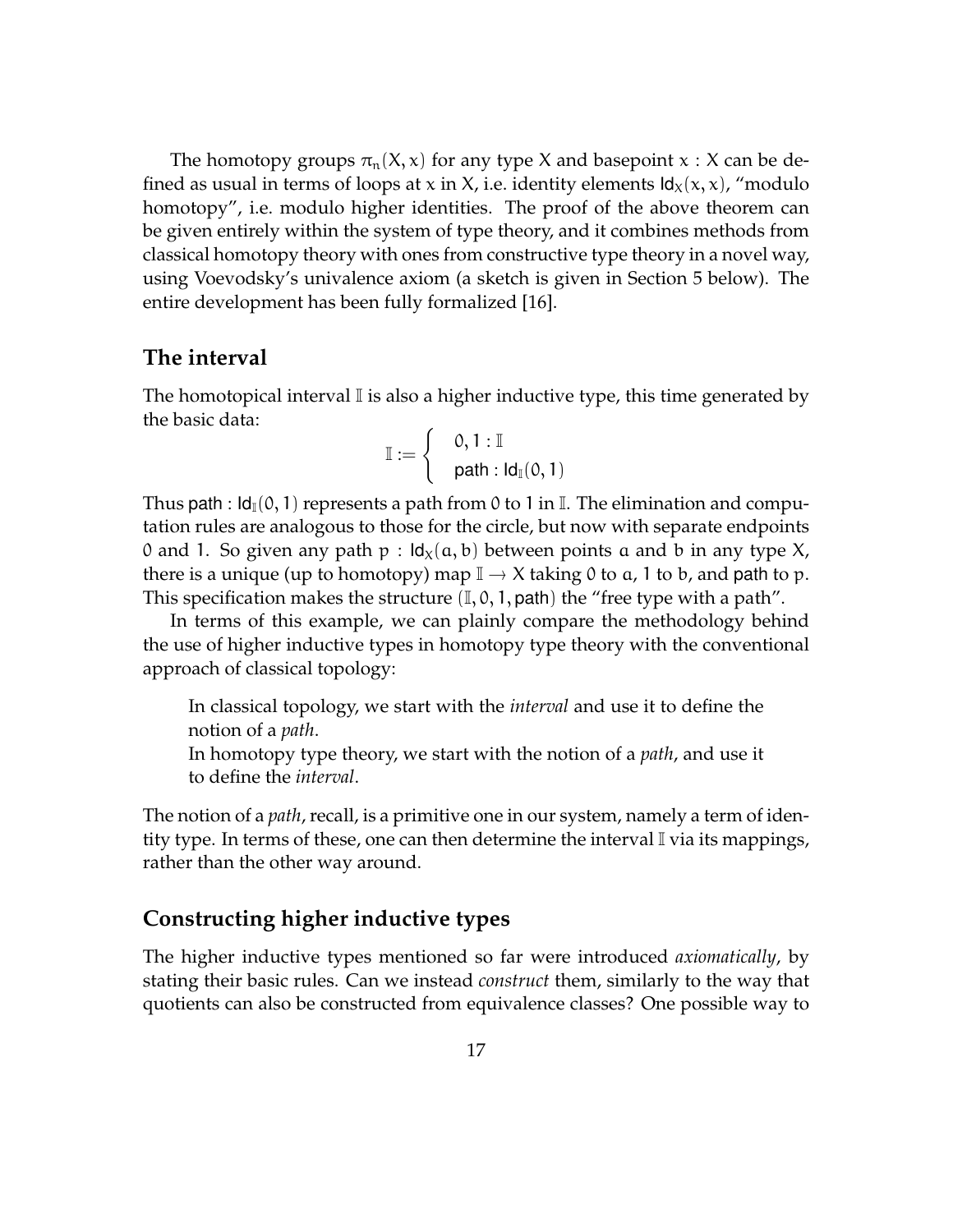The homotopy groups $\pi_n(X, x)$ for any type $X$ and basepoint $x : X$ can be defined as usual in terms of loops at $x$ in $X$, i.e. identity elements $\mathsf{Id}_X(x, x)$, "modulo homotopy", i.e. modulo higher identities. The proof of the above theorem can be given entirely within the system of type theory, and it combines methods from classical homotopy theory with ones from constructive type theory in a novel way, using Voevodsky's univalence axiom (a sketch is given in Section 5 below). The entire development has been fully formalized [16].

## The interval

The homotopical interval $\mathbb{I}$ is also a higher inductive type, this time generated by the basic data:

$$\mathbb{I} := \begin{cases} 0, 1 : \mathbb{I} \\ \mathsf{path} : \mathsf{Id}_{\mathbb{I}}(0, 1) \end{cases}$$

Thus $\mathsf{path} : \mathsf{Id}_{\mathbb{I}}(0, 1)$ represents a path from $0$ to $1$ in $\mathbb{I}$. The elimination and computation rules are analogous to those for the circle, but now with separate endpoints $0$ and $1$. So given any path $p : \mathsf{Id}_X(a, b)$ between points $a$ and $b$ in any type $X$, there is a unique (up to homotopy) map $\mathbb{I} \to X$ taking $0$ to $a$, $1$ to $b$, and $\mathsf{path}$ to $p$. This specification makes the structure $(\mathbb{I}, 0, 1, \mathsf{path})$ the "free type with a path".

In terms of this example, we can plainly compare the methodology behind the use of higher inductive types in homotopy type theory with the conventional approach of classical topology:

> In classical topology, we start with the *interval* and use it to define the notion of a *path*.
> In homotopy type theory, we start with the notion of a *path*, and use it to define the *interval*.

The notion of a *path*, recall, is a primitive one in our system, namely a term of identity type. In terms of these, one can then determine the interval $\mathbb{I}$ via its mappings, rather than the other way around.

## Constructing higher inductive types

The higher inductive types mentioned so far were introduced *axiomatically*, by stating their basic rules. Can we instead *construct* them, similarly to the way that quotients can also be constructed from equivalence classes? One possible way to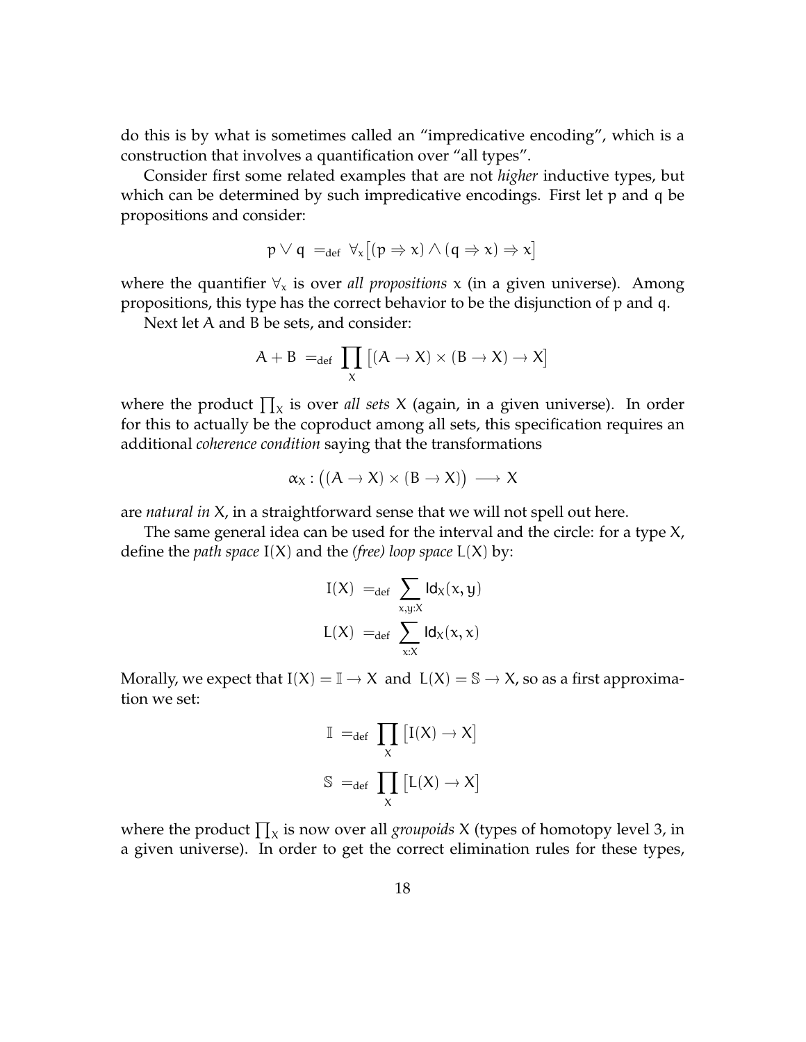do this is by what is sometimes called an "impredicative encoding", which is a construction that involves a quantification over "all types".

Consider first some related examples that are not *higher* inductive types, but which can be determined by such impredicative encodings. First let p and q be propositions and consider:

$$p \vee q \;=_{\text{def}}\; \forall_x \big[(p \Rightarrow x) \wedge (q \Rightarrow x) \Rightarrow x\big]$$

where the quantifier $\forall_x$ is over *all propositions* x (in a given universe). Among propositions, this type has the correct behavior to be the disjunction of p and q.

Next let A and B be sets, and consider:

$$A + B \;=_{\text{def}}\; \prod_X \big[(A \to X) \times (B \to X) \to X\big]$$

where the product $\prod_X$ is over *all sets* X (again, in a given universe). In order for this to actually be the coproduct among all sets, this specification requires an additional *coherence condition* saying that the transformations

$$\alpha_X : \big((A \to X) \times (B \to X)\big) \longrightarrow X$$

are *natural in* X, in a straightforward sense that we will not spell out here.

The same general idea can be used for the interval and the circle: for a type X, define the *path space* I(X) and the *(free) loop space* L(X) by:

$$\mathrm{I}(X) \;=_{\text{def}}\; \sum_{x,y:X} \mathsf{Id}_X(x, y)$$

$$\mathrm{L}(X) \;=_{\text{def}}\; \sum_{x:X} \mathsf{Id}_X(x, x)$$

Morally, we expect that $\mathrm{I}(X) = \mathbb{I} \to X$ and $\mathrm{L}(X) = \mathbb{S} \to X$, so as a first approximation we set:

$$\mathbb{I} \;=_{\text{def}}\; \prod_X \big[\mathrm{I}(X) \to X\big]$$

$$\mathbb{S} \;=_{\text{def}}\; \prod_X \big[\mathrm{L}(X) \to X\big]$$

where the product $\prod_X$ is now over all *groupoids* X (types of homotopy level 3, in a given universe). In order to get the correct elimination rules for these types,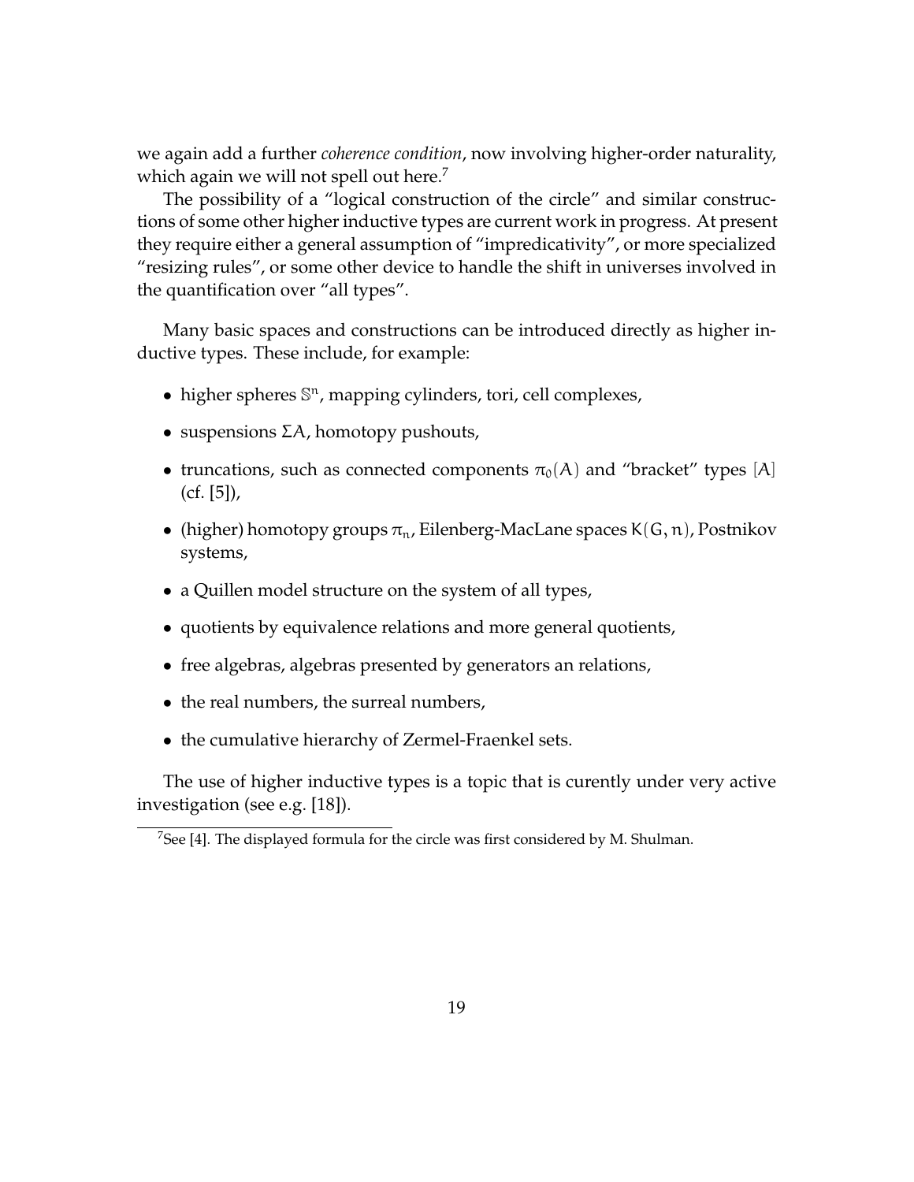we again add a further *coherence condition*, now involving higher-order naturality, which again we will not spell out here.[7]

The possibility of a "logical construction of the circle" and similar constructions of some other higher inductive types are current work in progress. At present they require either a general assumption of "impredicativity", or more specialized "resizing rules", or some other device to handle the shift in universes involved in the quantification over "all types".

Many basic spaces and constructions can be introduced directly as higher inductive types. These include, for example:

- higher spheres $\mathbb{S}^n$, mapping cylinders, tori, cell complexes,
- suspensions $\Sigma A$, homotopy pushouts,
- truncations, such as connected components $\pi_0(A)$ and "bracket" types $[A]$ (cf. [5]),
- (higher) homotopy groups $\pi_n$, Eilenberg-MacLane spaces $K(G, n)$, Postnikov systems,
- a Quillen model structure on the system of all types,
- quotients by equivalence relations and more general quotients,
- free algebras, algebras presented by generators an relations,
- the real numbers, the surreal numbers,
- the cumulative hierarchy of Zermel-Fraenkel sets.

The use of higher inductive types is a topic that is curently under very active investigation (see e.g. [18]).

[7] See [4]. The displayed formula for the circle was first considered by M. Shulman.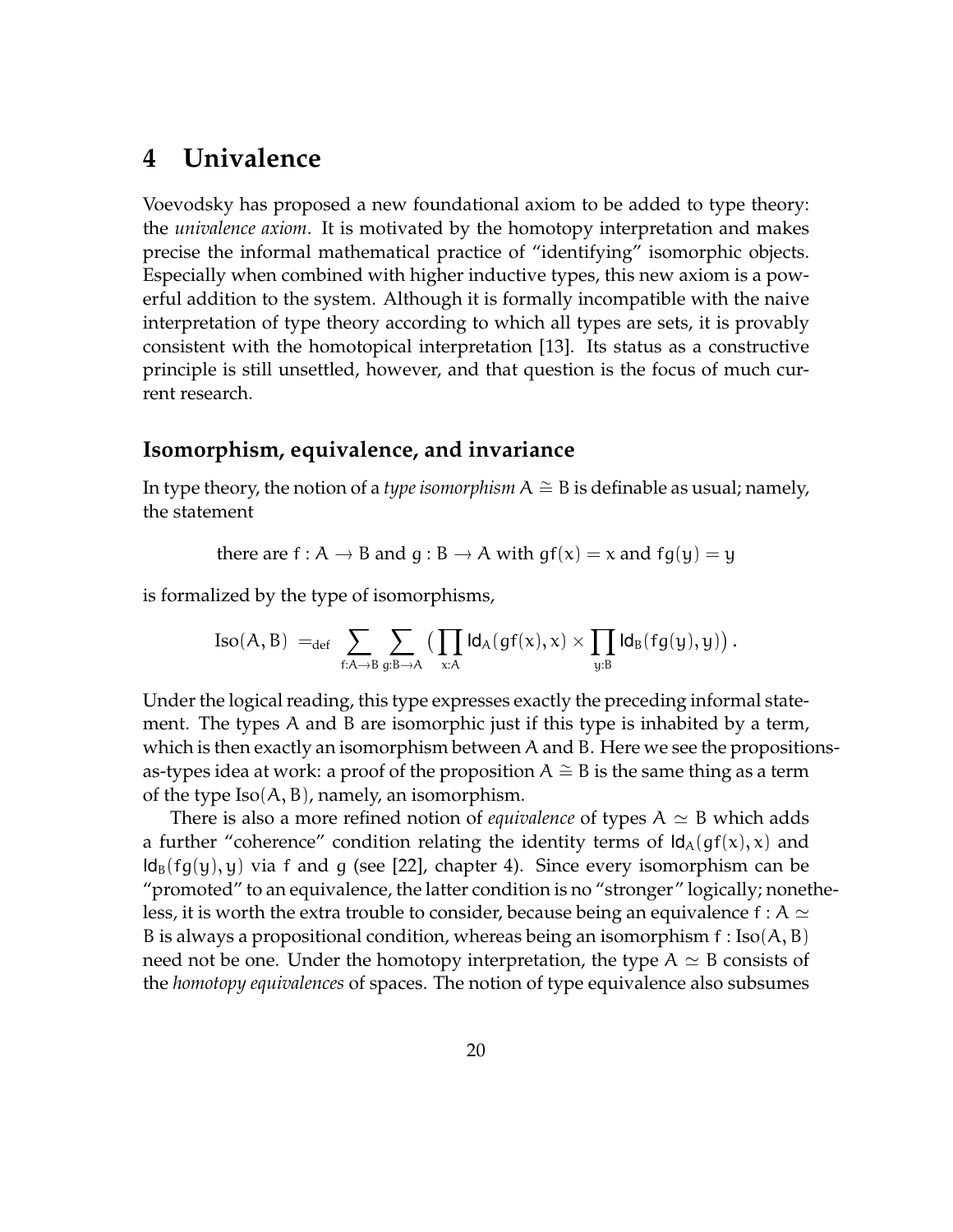# 4 Univalence

Voevodsky has proposed a new foundational axiom to be added to type theory: the *univalence axiom*. It is motivated by the homotopy interpretation and makes precise the informal mathematical practice of "identifying" isomorphic objects. Especially when combined with higher inductive types, this new axiom is a powerful addition to the system. Although it is formally incompatible with the naive interpretation of type theory according to which all types are sets, it is provably consistent with the homotopical interpretation [13]. Its status as a constructive principle is still unsettled, however, and that question is the focus of much current research.

## Isomorphism, equivalence, and invariance

In type theory, the notion of a *type isomorphism* $A \cong B$ is definable as usual; namely, the statement

$$\text{there are } f : A \to B \text{ and } g : B \to A \text{ with } gf(x) = x \text{ and } fg(y) = y$$

is formalized by the type of isomorphisms,

$$\mathrm{Iso}(A, B) \ =_{\mathrm{def}} \ \sum_{f:A\to B} \sum_{g:B\to A} \big( \prod_{x:A} \mathsf{Id}_A(gf(x), x) \times \prod_{y:B} \mathsf{Id}_B(fg(y), y) \big) .$$

Under the logical reading, this type expresses exactly the preceding informal statement. The types $A$ and $B$ are isomorphic just if this type is inhabited by a term, which is then exactly an isomorphism between $A$ and $B$. Here we see the propositions-as-types idea at work: a proof of the proposition $A \cong B$ is the same thing as a term of the type $\mathrm{Iso}(A, B)$, namely, an isomorphism.

There is also a more refined notion of *equivalence* of types $A \simeq B$ which adds a further "coherence" condition relating the identity terms of $\mathsf{Id}_A(gf(x), x)$ and $\mathsf{Id}_B(fg(y), y)$ via $f$ and $g$ (see [22], chapter 4). Since every isomorphism can be "promoted" to an equivalence, the latter condition is no "stronger" logically; nonetheless, it is worth the extra trouble to consider, because being an equivalence $f : A \simeq B$ is always a propositional condition, whereas being an isomorphism $f : \mathrm{Iso}(A, B)$ need not be one. Under the homotopy interpretation, the type $A \simeq B$ consists of the *homotopy equivalences* of spaces. The notion of type equivalence also subsumes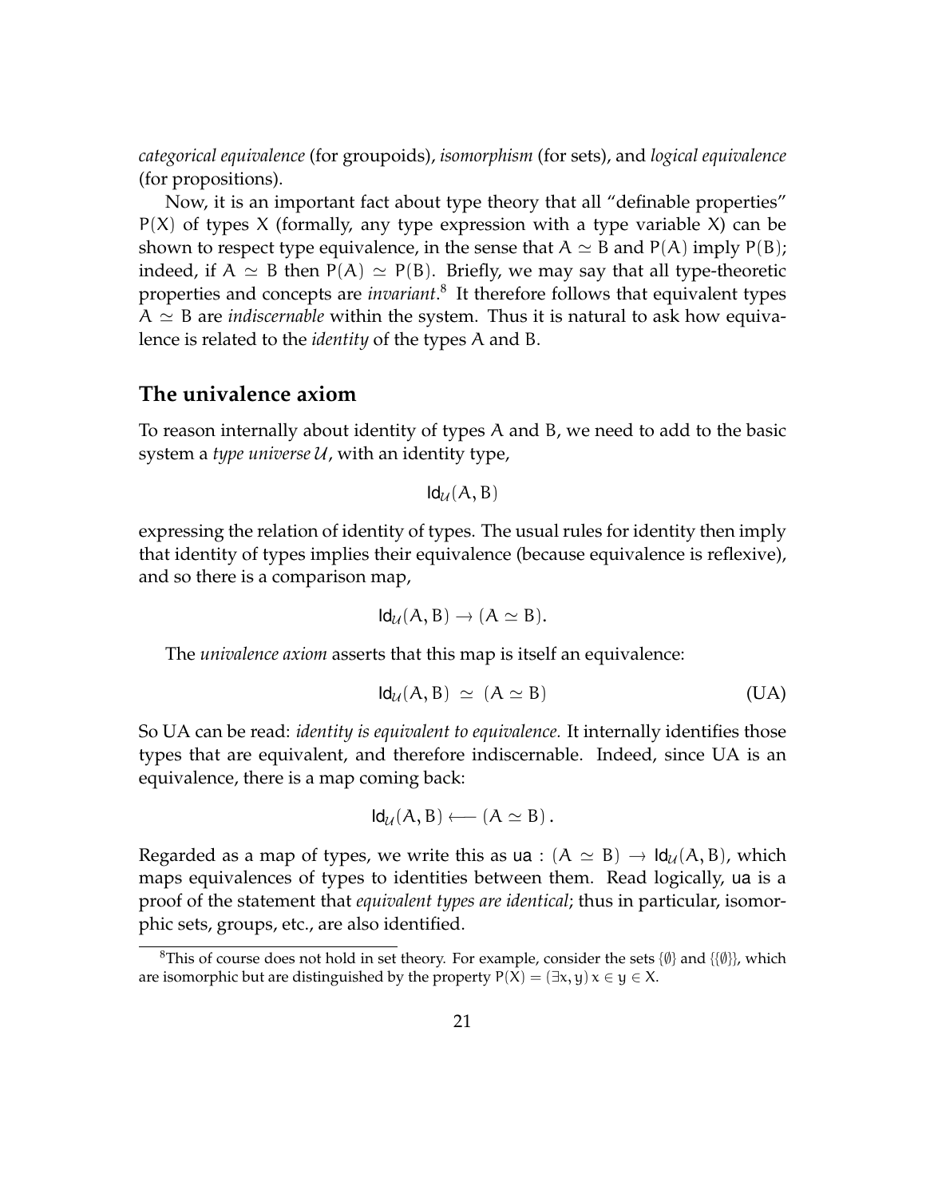*categorical equivalence* (for groupoids), *isomorphism* (for sets), and *logical equivalence* (for propositions).

Now, it is an important fact about type theory that all "definable properties" $P(X)$ of types $X$ (formally, any type expression with a type variable $X$) can be shown to respect type equivalence, in the sense that $A \simeq B$ and $P(A)$ imply $P(B)$; indeed, if $A \simeq B$ then $P(A) \simeq P(B)$. Briefly, we may say that all type-theoretic properties and concepts are *invariant*.[8] It therefore follows that equivalent types $A \simeq B$ are *indiscernable* within the system. Thus it is natural to ask how equivalence is related to the *identity* of the types $A$ and $B$.

## The univalence axiom

To reason internally about identity of types $A$ and $B$, we need to add to the basic system a *type universe* $\mathcal{U}$, with an identity type,

$$\mathsf{Id}_{\mathcal{U}}(A, B)$$

expressing the relation of identity of types. The usual rules for identity then imply that identity of types implies their equivalence (because equivalence is reflexive), and so there is a comparison map,

$$\mathsf{Id}_{\mathcal{U}}(A, B) \to (A \simeq B).$$

The *univalence axiom* asserts that this map is itself an equivalence:

$$\mathsf{Id}_{\mathcal{U}}(A, B) \;\simeq\; (A \simeq B) \tag{UA}$$

So UA can be read: *identity is equivalent to equivalence.* It internally identifies those types that are equivalent, and therefore indiscernable. Indeed, since UA is an equivalence, there is a map coming back:

$$\mathsf{Id}_{\mathcal{U}}(A, B) \longleftarrow (A \simeq B)\,.$$

Regarded as a map of types, we write this as $\mathsf{ua} : (A \simeq B) \to \mathsf{Id}_{\mathcal{U}}(A, B)$, which maps equivalences of types to identities between them. Read logically, $\mathsf{ua}$ is a proof of the statement that *equivalent types are identical*; thus in particular, isomorphic sets, groups, etc., are also identified.

[8] This of course does not hold in set theory. For example, consider the sets $\{\emptyset\}$ and $\{\{\emptyset\}\}$, which are isomorphic but are distinguished by the property $P(X) = (\exists x, y)\, x \in y \in X$.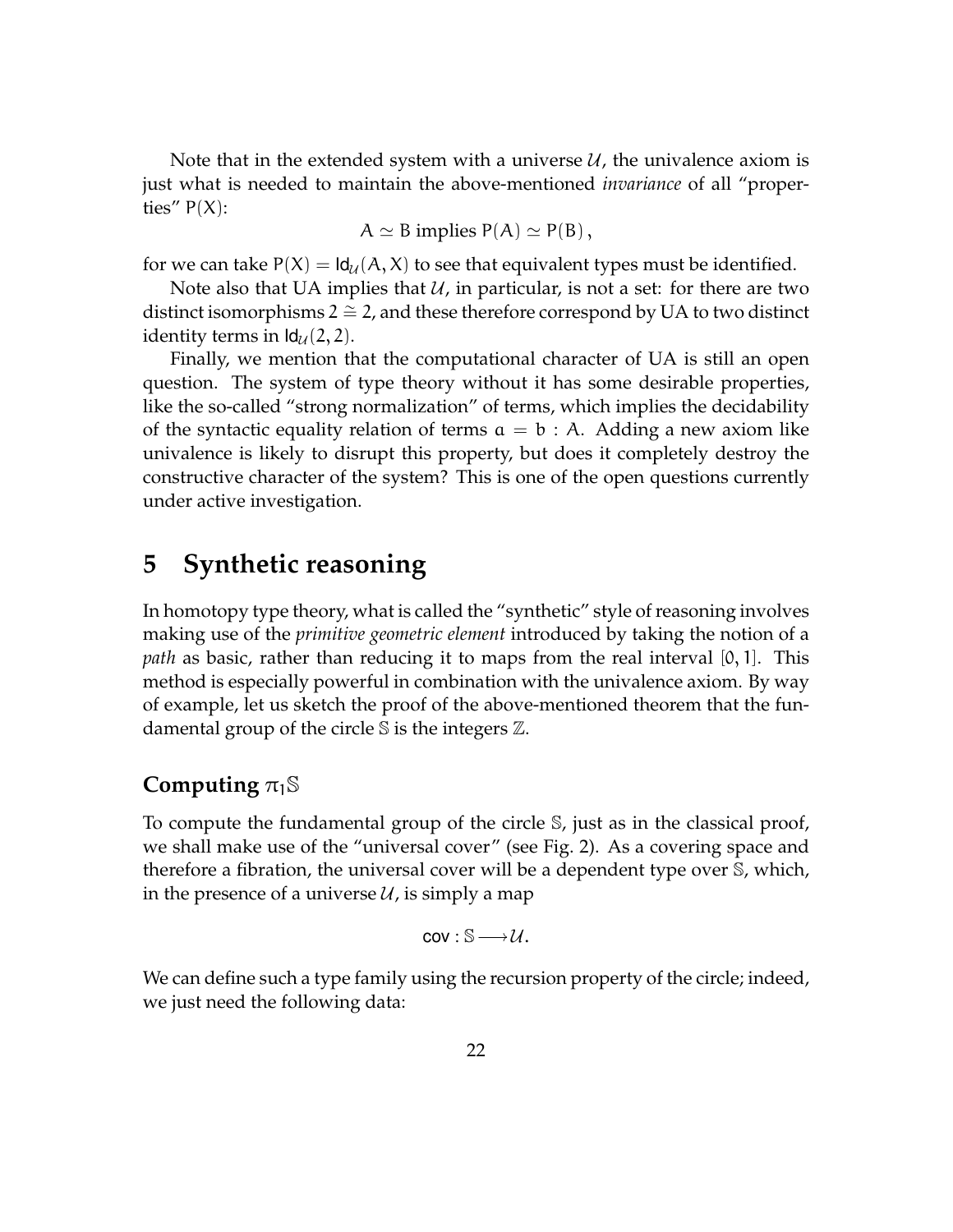Note that in the extended system with a universe $\mathcal{U}$, the univalence axiom is just what is needed to maintain the above-mentioned *invariance* of all "properties" $\mathsf{P}(X)$:

$$A \simeq B \text{ implies } \mathsf{P}(A) \simeq \mathsf{P}(B)\,,$$

for we can take $\mathsf{P}(X) = \mathsf{Id}_{\mathcal{U}}(A, X)$ to see that equivalent types must be identified.

Note also that UA implies that $\mathcal{U}$, in particular, is not a set: for there are two distinct isomorphisms $2 \cong 2$, and these therefore correspond by UA to two distinct identity terms in $\mathsf{Id}_{\mathcal{U}}(2, 2)$.

Finally, we mention that the computational character of UA is still an open question. The system of type theory without it has some desirable properties, like the so-called "strong normalization" of terms, which implies the decidability of the syntactic equality relation of terms $a = b : A$. Adding a new axiom like univalence is likely to disrupt this property, but does it completely destroy the constructive character of the system? This is one of the open questions currently under active investigation.

# 5 Synthetic reasoning

In homotopy type theory, what is called the "synthetic" style of reasoning involves making use of the *primitive geometric element* introduced by taking the notion of a *path* as basic, rather than reducing it to maps from the real interval $[0, 1]$. This method is especially powerful in combination with the univalence axiom. By way of example, let us sketch the proof of the above-mentioned theorem that the fundamental group of the circle $\mathbb{S}$ is the integers $\mathbb{Z}$.

## Computing $\pi_1\mathbb{S}$

To compute the fundamental group of the circle $\mathbb{S}$, just as in the classical proof, we shall make use of the "universal cover" (see Fig. 2). As a covering space and therefore a fibration, the universal cover will be a dependent type over $\mathbb{S}$, which, in the presence of a universe $\mathcal{U}$, is simply a map

$$\mathsf{cov} : \mathbb{S} \longrightarrow \mathcal{U}.$$

We can define such a type family using the recursion property of the circle; indeed, we just need the following data: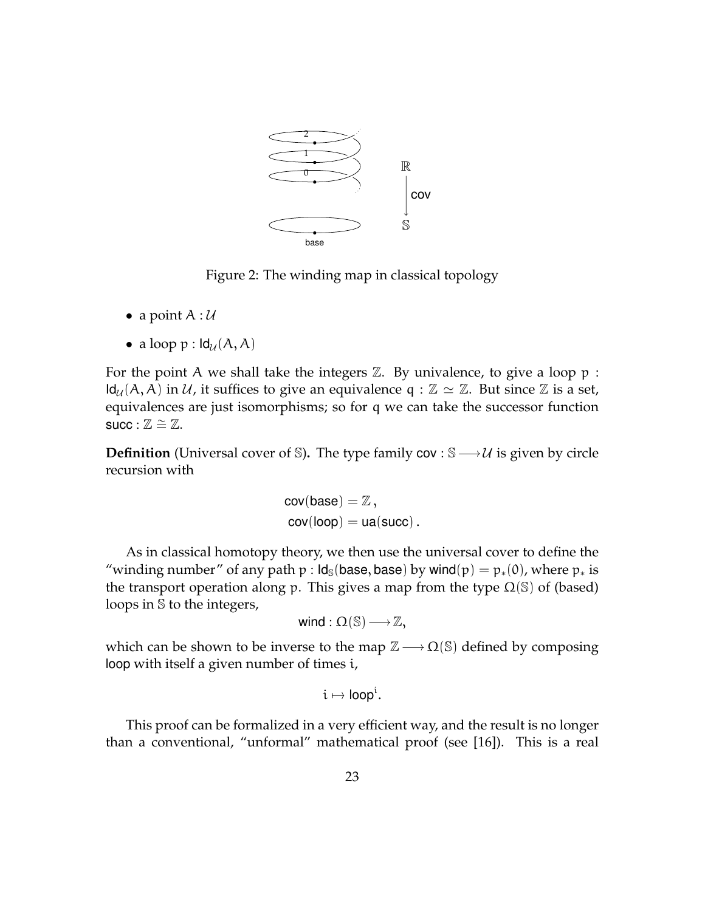Figure 2: The winding map in classical topology

- a point $A : \mathcal{U}$
- a loop $p : \mathsf{Id}_{\mathcal{U}}(A, A)$

For the point $A$ we shall take the integers $\mathbb{Z}$. By univalence, to give a loop $p : \mathsf{Id}_{\mathcal{U}}(A, A)$ in $\mathcal{U}$, it suffices to give an equivalence $q : \mathbb{Z} \simeq \mathbb{Z}$. But since $\mathbb{Z}$ is a set, equivalences are just isomorphisms; so for $q$ we can take the successor function $\mathsf{succ} : \mathbb{Z} \cong \mathbb{Z}$.

**Definition** (Universal cover of $\mathbb{S}$)**.** The type family $\mathsf{cov} : \mathbb{S} \longrightarrow \mathcal{U}$ is given by circle recursion with

$$\mathsf{cov}(\mathsf{base}) = \mathbb{Z}\,,$$
$$\mathsf{cov}(\mathsf{loop}) = \mathsf{ua}(\mathsf{succ})\,.$$

As in classical homotopy theory, we then use the universal cover to define the "winding number" of any path $p : \mathsf{Id}_{\mathbb{S}}(\mathsf{base}, \mathsf{base})$ by $\mathsf{wind}(p) = p_*(0)$, where $p_*$ is the transport operation along $p$. This gives a map from the type $\Omega(\mathbb{S})$ of (based) loops in $\mathbb{S}$ to the integers,

$$\mathsf{wind} : \Omega(\mathbb{S}) \longrightarrow \mathbb{Z},$$

which can be shown to be inverse to the map $\mathbb{Z} \longrightarrow \Omega(\mathbb{S})$ defined by composing $\mathsf{loop}$ with itself a given number of times $i$,

$$i \mapsto \mathsf{loop}^i.$$

This proof can be formalized in a very efficient way, and the result is no longer than a conventional, "unformal" mathematical proof (see [16]). This is a real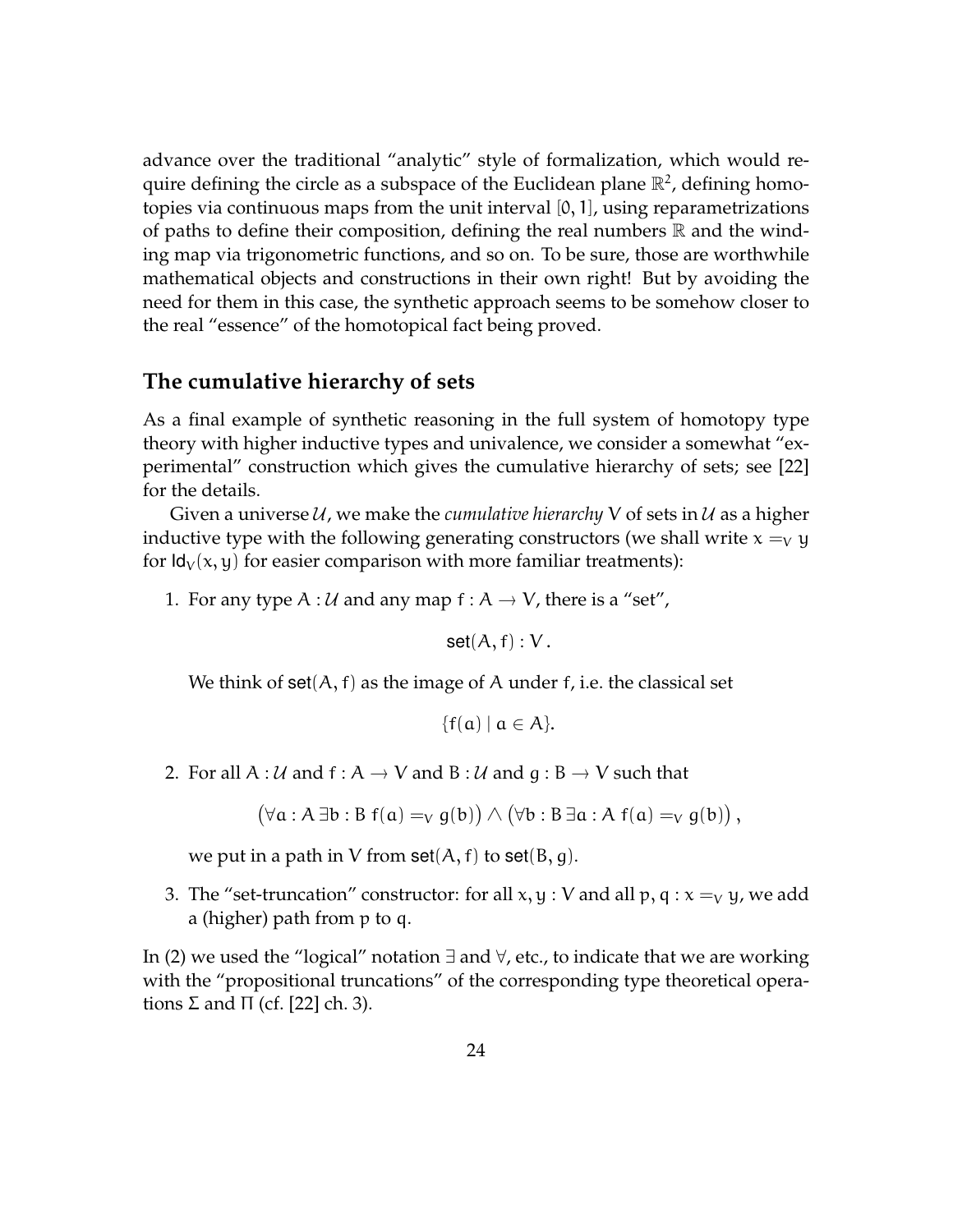advance over the traditional "analytic" style of formalization, which would require defining the circle as a subspace of the Euclidean plane $\mathbb{R}^2$, defining homotopies via continuous maps from the unit interval $[0, 1]$, using reparametrizations of paths to define their composition, defining the real numbers $\mathbb{R}$ and the winding map via trigonometric functions, and so on. To be sure, those are worthwhile mathematical objects and constructions in their own right! But by avoiding the need for them in this case, the synthetic approach seems to be somehow closer to the real "essence" of the homotopical fact being proved.

## The cumulative hierarchy of sets

As a final example of synthetic reasoning in the full system of homotopy type theory with higher inductive types and univalence, we consider a somewhat "experimental" construction which gives the cumulative hierarchy of sets; see [22] for the details.

Given a universe $\mathcal{U}$, we make the *cumulative hierarchy* $V$ of sets in $\mathcal{U}$ as a higher inductive type with the following generating constructors (we shall write $x =_V y$ for $\mathsf{Id}_V(x, y)$ for easier comparison with more familiar treatments):

1. For any type $A : \mathcal{U}$ and any map $f : A \to V$, there is a "set",

$$\mathsf{set}(A, f) : V.$$

   We think of $\mathsf{set}(A, f)$ as the image of $A$ under $f$, i.e. the classical set

$$\{f(a) \mid a \in A\}.$$

2. For all $A : \mathcal{U}$ and $f : A \to V$ and $B : \mathcal{U}$ and $g : B \to V$ such that

$$\big(\forall a : A\, \exists b : B\; f(a) =_V g(b)\big) \wedge \big(\forall b : B\, \exists a : A\; f(a) =_V g(b)\big),$$

   we put in a path in $V$ from $\mathsf{set}(A, f)$ to $\mathsf{set}(B, g)$.

3. The "set-truncation" constructor: for all $x, y : V$ and all $p, q : x =_V y$, we add a (higher) path from $p$ to $q$.

In (2) we used the "logical" notation $\exists$ and $\forall$, etc., to indicate that we are working with the "propositional truncations" of the corresponding type theoretical operations $\Sigma$ and $\Pi$ (cf. [22] ch. 3).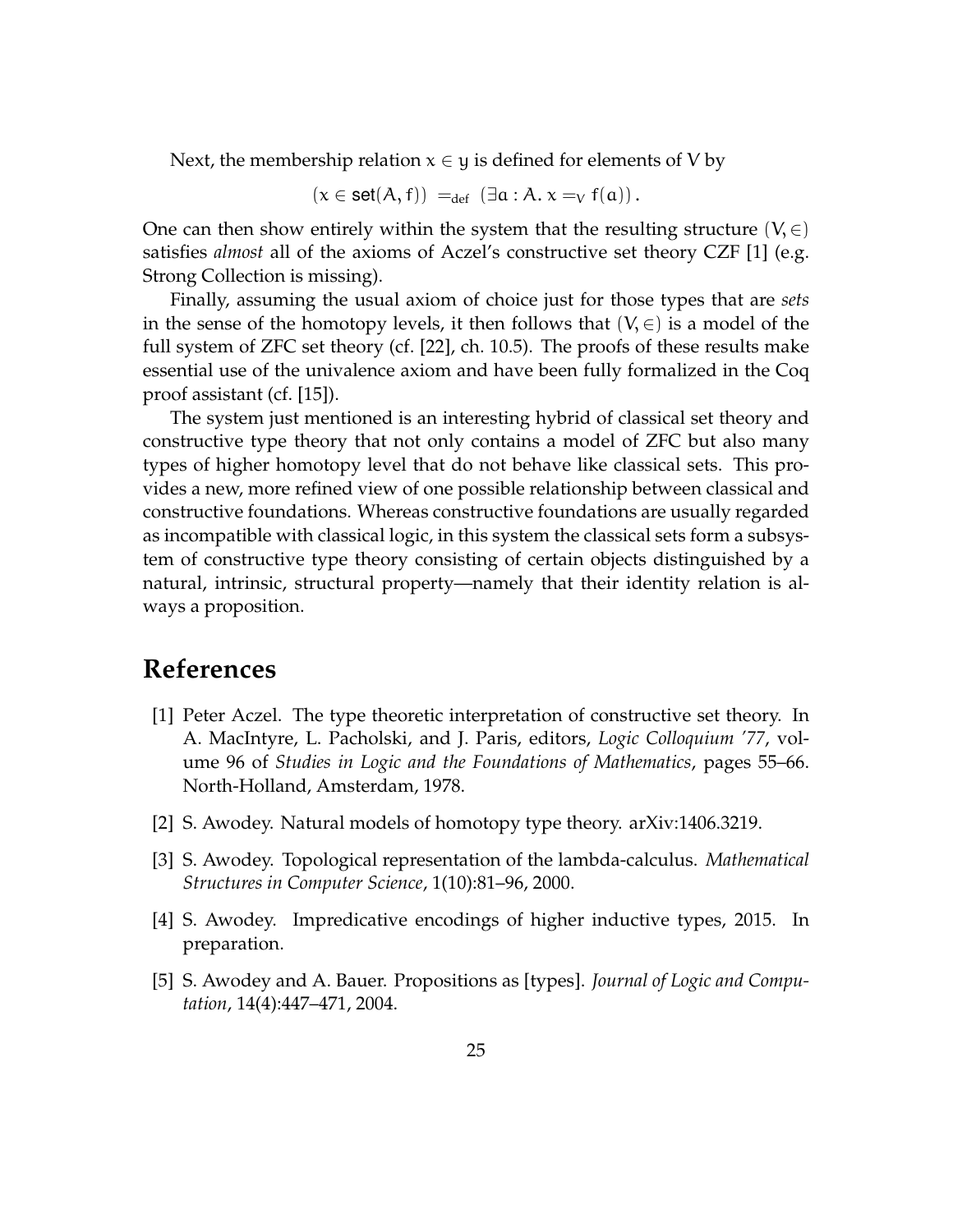Next, the membership relation $x \in y$ is defined for elements of $V$ by

$$(x \in \mathsf{set}(A, f)) =_{\text{def}} (\exists a : A.\, x =_V f(a)).$$

One can then show entirely within the system that the resulting structure $(V, \in)$ satisfies *almost* all of the axioms of Aczel's constructive set theory CZF [1] (e.g. Strong Collection is missing).

Finally, assuming the usual axiom of choice just for those types that are *sets* in the sense of the homotopy levels, it then follows that $(V, \in)$ is a model of the full system of ZFC set theory (cf. [22], ch. 10.5). The proofs of these results make essential use of the univalence axiom and have been fully formalized in the Coq proof assistant (cf. [15]).

The system just mentioned is an interesting hybrid of classical set theory and constructive type theory that not only contains a model of ZFC but also many types of higher homotopy level that do not behave like classical sets. This provides a new, more refined view of one possible relationship between classical and constructive foundations. Whereas constructive foundations are usually regarded as incompatible with classical logic, in this system the classical sets form a subsystem of constructive type theory consisting of certain objects distinguished by a natural, intrinsic, structural property—namely that their identity relation is always a proposition.

# References

[1] Peter Aczel. The type theoretic interpretation of constructive set theory. In A. MacIntyre, L. Pacholski, and J. Paris, editors, *Logic Colloquium '77*, volume 96 of *Studies in Logic and the Foundations of Mathematics*, pages 55–66. North-Holland, Amsterdam, 1978.

[2] S. Awodey. Natural models of homotopy type theory. arXiv:1406.3219.

[3] S. Awodey. Topological representation of the lambda-calculus. *Mathematical Structures in Computer Science*, 1(10):81–96, 2000.

[4] S. Awodey. Impredicative encodings of higher inductive types, 2015. In preparation.

[5] S. Awodey and A. Bauer. Propositions as [types]. *Journal of Logic and Computation*, 14(4):447–471, 2004.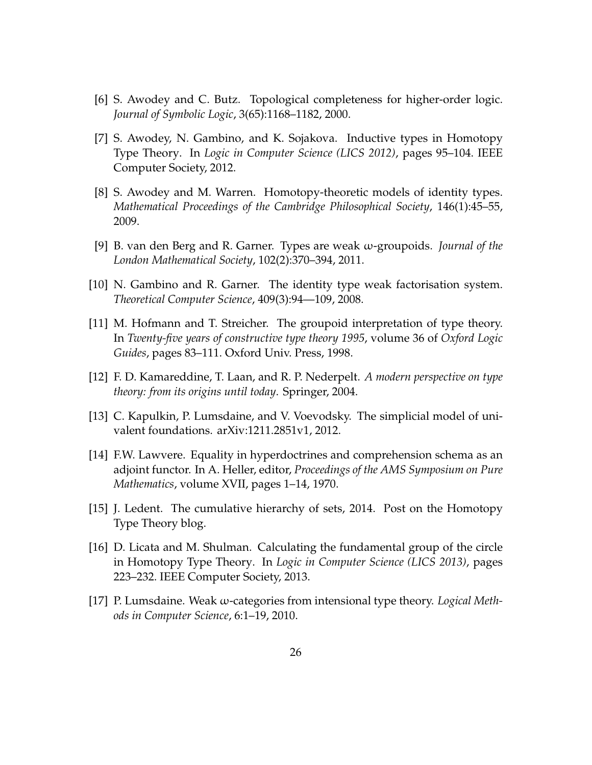[6] S. Awodey and C. Butz. Topological completeness for higher-order logic. *Journal of Symbolic Logic*, 3(65):1168–1182, 2000.

[7] S. Awodey, N. Gambino, and K. Sojakova. Inductive types in Homotopy Type Theory. In *Logic in Computer Science (LICS 2012)*, pages 95–104. IEEE Computer Society, 2012.

[8] S. Awodey and M. Warren. Homotopy-theoretic models of identity types. *Mathematical Proceedings of the Cambridge Philosophical Society*, 146(1):45–55, 2009.

[9] B. van den Berg and R. Garner. Types are weak $\omega$-groupoids. *Journal of the London Mathematical Society*, 102(2):370–394, 2011.

[10] N. Gambino and R. Garner. The identity type weak factorisation system. *Theoretical Computer Science*, 409(3):94—109, 2008.

[11] M. Hofmann and T. Streicher. The groupoid interpretation of type theory. In *Twenty-five years of constructive type theory 1995*, volume 36 of *Oxford Logic Guides*, pages 83–111. Oxford Univ. Press, 1998.

[12] F. D. Kamareddine, T. Laan, and R. P. Nederpelt. *A modern perspective on type theory: from its origins until today*. Springer, 2004.

[13] C. Kapulkin, P. Lumsdaine, and V. Voevodsky. The simplicial model of univalent foundations. arXiv:1211.2851v1, 2012.

[14] F.W. Lawvere. Equality in hyperdoctrines and comprehension schema as an adjoint functor. In A. Heller, editor, *Proceedings of the AMS Symposium on Pure Mathematics*, volume XVII, pages 1–14, 1970.

[15] J. Ledent. The cumulative hierarchy of sets, 2014. Post on the Homotopy Type Theory blog.

[16] D. Licata and M. Shulman. Calculating the fundamental group of the circle in Homotopy Type Theory. In *Logic in Computer Science (LICS 2013)*, pages 223–232. IEEE Computer Society, 2013.

[17] P. Lumsdaine. Weak $\omega$-categories from intensional type theory. *Logical Methods in Computer Science*, 6:1–19, 2010.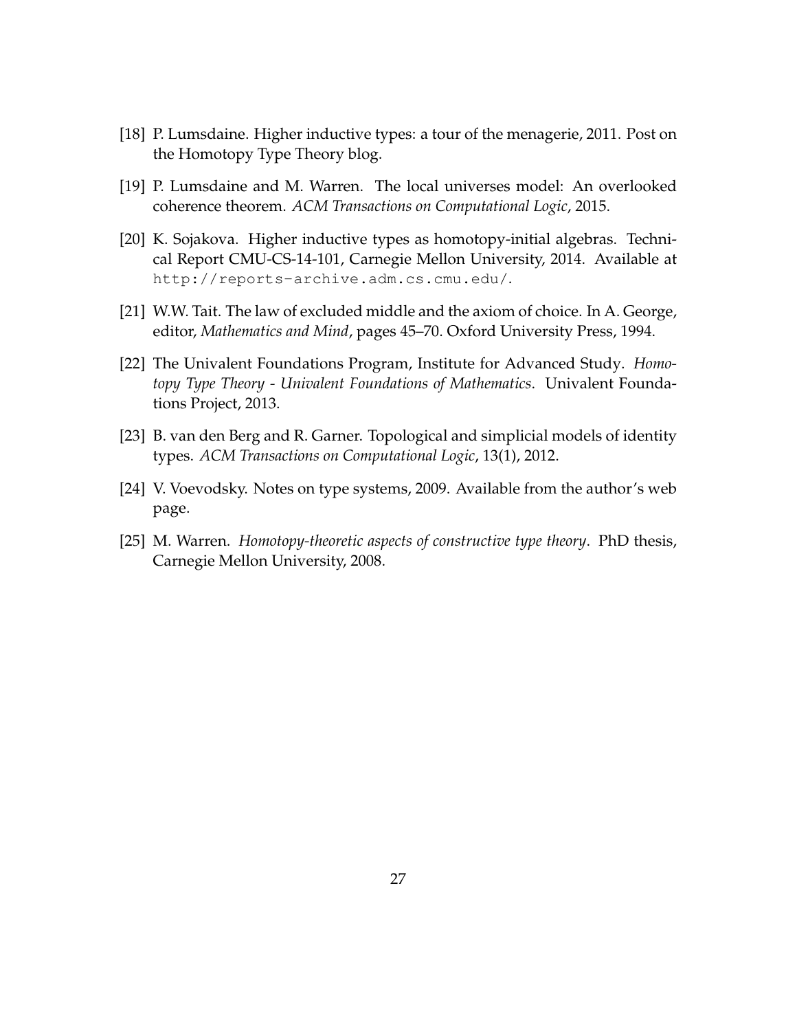[18] P. Lumsdaine. Higher inductive types: a tour of the menagerie, 2011. Post on the Homotopy Type Theory blog.

[19] P. Lumsdaine and M. Warren. The local universes model: An overlooked coherence theorem. *ACM Transactions on Computational Logic*, 2015.

[20] K. Sojakova. Higher inductive types as homotopy-initial algebras. Technical Report CMU-CS-14-101, Carnegie Mellon University, 2014. Available at `http://reports-archive.adm.cs.cmu.edu/`.

[21] W.W. Tait. The law of excluded middle and the axiom of choice. In A. George, editor, *Mathematics and Mind*, pages 45–70. Oxford University Press, 1994.

[22] The Univalent Foundations Program, Institute for Advanced Study. *Homotopy Type Theory - Univalent Foundations of Mathematics*. Univalent Foundations Project, 2013.

[23] B. van den Berg and R. Garner. Topological and simplicial models of identity types. *ACM Transactions on Computational Logic*, 13(1), 2012.

[24] V. Voevodsky. Notes on type systems, 2009. Available from the author's web page.

[25] M. Warren. *Homotopy-theoretic aspects of constructive type theory*. PhD thesis, Carnegie Mellon University, 2008.